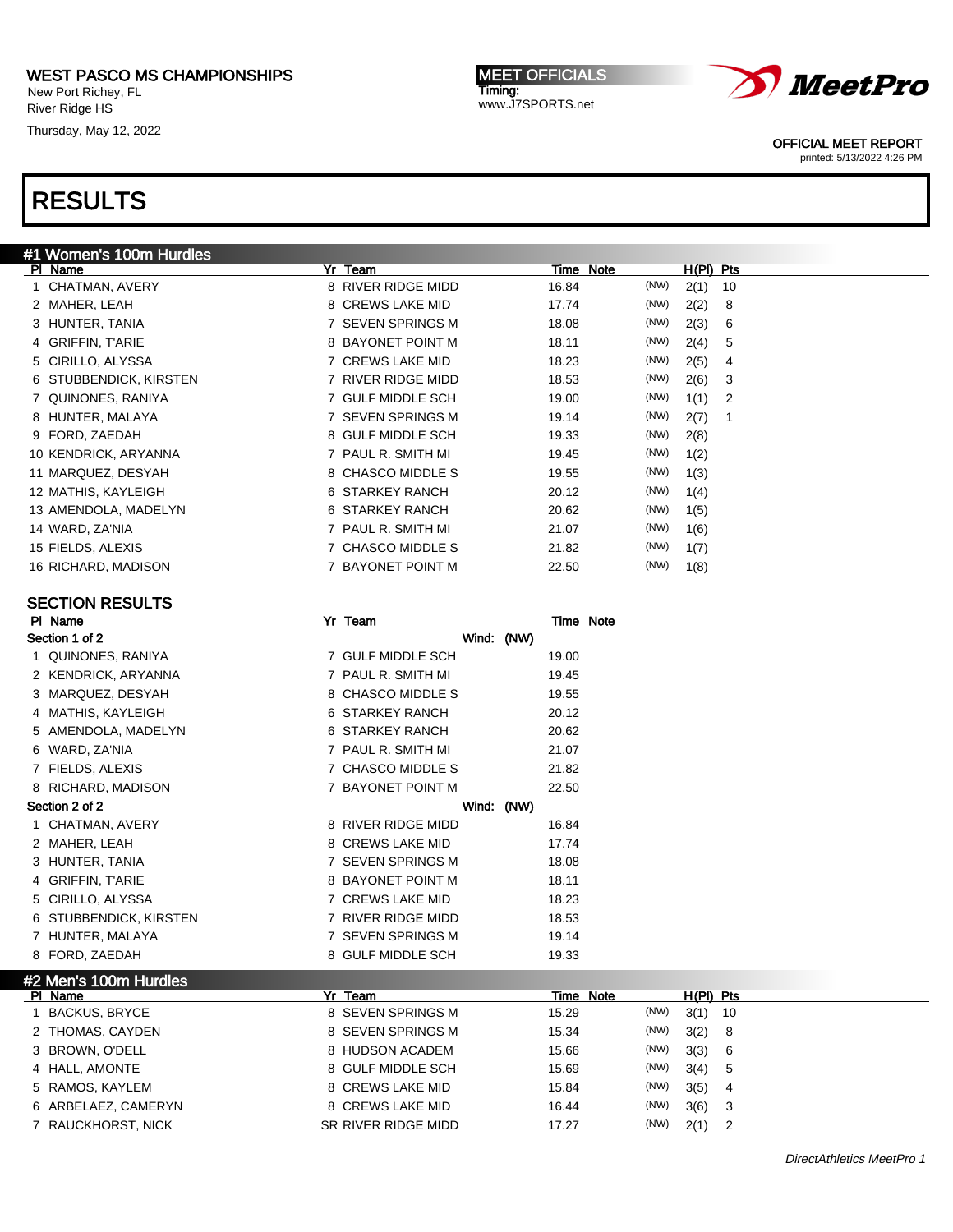WEST PASCO MS CHAMPIONSHIPS
New Port Richey, FL
River Ridge HS
Thursday, May 12, 2022

MEET OFFICIALS
Timing:
www.J7SPORTS.net

OFFICIAL MEET REPORT
printed: 5/13/2022 4:26 PM

# RESULTS

## #1 Women's 100m Hurdles

| Pl | Name | Yr | Team | Time | Note | | H(Pl) | Pts |
|---|---|---|---|---|---|---|---|---|
| 1 | CHATMAN, AVERY | 8 | RIVER RIDGE MIDD | 16.84 | | (NW) | 2(1) | 10 |
| 2 | MAHER, LEAH | 8 | CREWS LAKE MID | 17.74 | | (NW) | 2(2) | 8 |
| 3 | HUNTER, TANIA | 7 | SEVEN SPRINGS M | 18.08 | | (NW) | 2(3) | 6 |
| 4 | GRIFFIN, T'ARIE | 8 | BAYONET POINT M | 18.11 | | (NW) | 2(4) | 5 |
| 5 | CIRILLO, ALYSSA | 7 | CREWS LAKE MID | 18.23 | | (NW) | 2(5) | 4 |
| 6 | STUBBENDICK, KIRSTEN | 7 | RIVER RIDGE MIDD | 18.53 | | (NW) | 2(6) | 3 |
| 7 | QUINONES, RANIYA | 7 | GULF MIDDLE SCH | 19.00 | | (NW) | 1(1) | 2 |
| 8 | HUNTER, MALAYA | 7 | SEVEN SPRINGS M | 19.14 | | (NW) | 2(7) | 1 |
| 9 | FORD, ZAEDAH | 8 | GULF MIDDLE SCH | 19.33 | | (NW) | 2(8) | |
| 10 | KENDRICK, ARYANNA | 7 | PAUL R. SMITH MI | 19.45 | | (NW) | 1(2) | |
| 11 | MARQUEZ, DESYAH | 8 | CHASCO MIDDLE S | 19.55 | | (NW) | 1(3) | |
| 12 | MATHIS, KAYLEIGH | 6 | STARKEY RANCH | 20.12 | | (NW) | 1(4) | |
| 13 | AMENDOLA, MADELYN | 6 | STARKEY RANCH | 20.62 | | (NW) | 1(5) | |
| 14 | WARD, ZA'NIA | 7 | PAUL R. SMITH MI | 21.07 | | (NW) | 1(6) | |
| 15 | FIELDS, ALEXIS | 7 | CHASCO MIDDLE S | 21.82 | | (NW) | 1(7) | |
| 16 | RICHARD, MADISON | 7 | BAYONET POINT M | 22.50 | | (NW) | 1(8) | |

### SECTION RESULTS

| Pl | Name | Yr | Team | Time | Note |
|---|---|---|---|---|---|
| **Section 1 of 2** | | | Wind: (NW) | | |
| 1 | QUINONES, RANIYA | 7 | GULF MIDDLE SCH | 19.00 | |
| 2 | KENDRICK, ARYANNA | 7 | PAUL R. SMITH MI | 19.45 | |
| 3 | MARQUEZ, DESYAH | 8 | CHASCO MIDDLE S | 19.55 | |
| 4 | MATHIS, KAYLEIGH | 6 | STARKEY RANCH | 20.12 | |
| 5 | AMENDOLA, MADELYN | 6 | STARKEY RANCH | 20.62 | |
| 6 | WARD, ZA'NIA | 7 | PAUL R. SMITH MI | 21.07 | |
| 7 | FIELDS, ALEXIS | 7 | CHASCO MIDDLE S | 21.82 | |
| 8 | RICHARD, MADISON | 7 | BAYONET POINT M | 22.50 | |
| **Section 2 of 2** | | | Wind: (NW) | | |
| 1 | CHATMAN, AVERY | 8 | RIVER RIDGE MIDD | 16.84 | |
| 2 | MAHER, LEAH | 8 | CREWS LAKE MID | 17.74 | |
| 3 | HUNTER, TANIA | 7 | SEVEN SPRINGS M | 18.08 | |
| 4 | GRIFFIN, T'ARIE | 8 | BAYONET POINT M | 18.11 | |
| 5 | CIRILLO, ALYSSA | 7 | CREWS LAKE MID | 18.23 | |
| 6 | STUBBENDICK, KIRSTEN | 7 | RIVER RIDGE MIDD | 18.53 | |
| 7 | HUNTER, MALAYA | 7 | SEVEN SPRINGS M | 19.14 | |
| 8 | FORD, ZAEDAH | 8 | GULF MIDDLE SCH | 19.33 | |

## #2 Men's 100m Hurdles

| Pl | Name | Yr | Team | Time | Note | | H(Pl) | Pts |
|---|---|---|---|---|---|---|---|---|
| 1 | BACKUS, BRYCE | 8 | SEVEN SPRINGS M | 15.29 | | (NW) | 3(1) | 10 |
| 2 | THOMAS, CAYDEN | 8 | SEVEN SPRINGS M | 15.34 | | (NW) | 3(2) | 8 |
| 3 | BROWN, O'DELL | 8 | HUDSON ACADEM | 15.66 | | (NW) | 3(3) | 6 |
| 4 | HALL, AMONTE | 8 | GULF MIDDLE SCH | 15.69 | | (NW) | 3(4) | 5 |
| 5 | RAMOS, KAYLEM | 8 | CREWS LAKE MID | 15.84 | | (NW) | 3(5) | 4 |
| 6 | ARBELAEZ, CAMERYN | 8 | CREWS LAKE MID | 16.44 | | (NW) | 3(6) | 3 |
| 7 | RAUCKHORST, NICK | SR | RIVER RIDGE MIDD | 17.27 | | (NW) | 2(1) | 2 |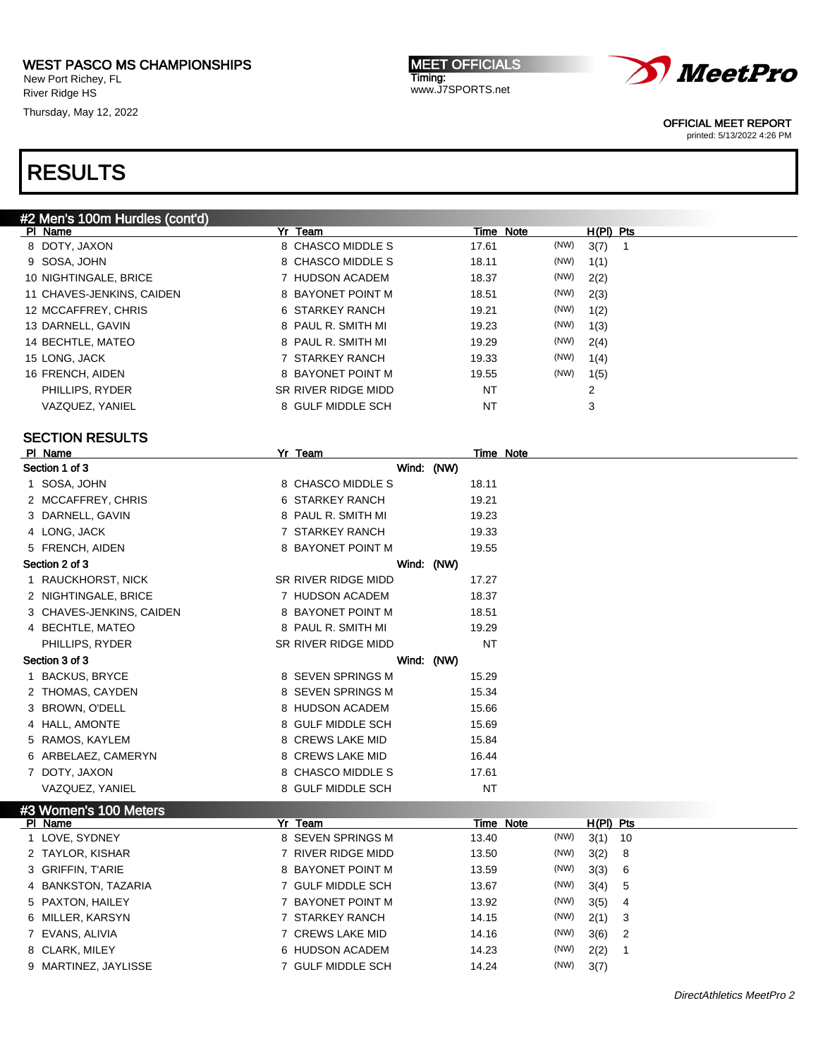WEST PASCO MS CHAMPIONSHIPS
New Port Richey, FL
River Ridge HS
Thursday, May 12, 2022

MEET OFFICIALS
Timing:
www.J7SPORTS.net

OFFICIAL MEET REPORT
printed: 5/13/2022 4:26 PM

# RESULTS

## #2 Men's 100m Hurdles (cont'd)

| Pl | Name | Yr | Team | Time | Note | | H(Pl) | Pts |
|---|---|---|---|---|---|---|---|---|
| 8 | DOTY, JAXON | 8 | CHASCO MIDDLE S | 17.61 | | (NW) | 3(7) | 1 |
| 9 | SOSA, JOHN | 8 | CHASCO MIDDLE S | 18.11 | | (NW) | 1(1) | |
| 10 | NIGHTINGALE, BRICE | 7 | HUDSON ACADEM | 18.37 | | (NW) | 2(2) | |
| 11 | CHAVES-JENKINS, CAIDEN | 8 | BAYONET POINT M | 18.51 | | (NW) | 2(3) | |
| 12 | MCCAFFREY, CHRIS | 6 | STARKEY RANCH | 19.21 | | (NW) | 1(2) | |
| 13 | DARNELL, GAVIN | 8 | PAUL R. SMITH MI | 19.23 | | (NW) | 1(3) | |
| 14 | BECHTLE, MATEO | 8 | PAUL R. SMITH MI | 19.29 | | (NW) | 2(4) | |
| 15 | LONG, JACK | 7 | STARKEY RANCH | 19.33 | | (NW) | 1(4) | |
| 16 | FRENCH, AIDEN | 8 | BAYONET POINT M | 19.55 | | (NW) | 1(5) | |
| | PHILLIPS, RYDER | SR | RIVER RIDGE MIDD | NT | | | 2 | |
| | VAZQUEZ, YANIEL | 8 | GULF MIDDLE SCH | NT | | | 3 | |

### SECTION RESULTS

| Pl | Name | Yr | Team | Time | Note |
|---|---|---|---|---|---|
| **Section 1 of 3** | | | Wind: (NW) | | |
| 1 | SOSA, JOHN | 8 | CHASCO MIDDLE S | 18.11 | |
| 2 | MCCAFFREY, CHRIS | 6 | STARKEY RANCH | 19.21 | |
| 3 | DARNELL, GAVIN | 8 | PAUL R. SMITH MI | 19.23 | |
| 4 | LONG, JACK | 7 | STARKEY RANCH | 19.33 | |
| 5 | FRENCH, AIDEN | 8 | BAYONET POINT M | 19.55 | |
| **Section 2 of 3** | | | Wind: (NW) | | |
| 1 | RAUCKHORST, NICK | SR | RIVER RIDGE MIDD | 17.27 | |
| 2 | NIGHTINGALE, BRICE | 7 | HUDSON ACADEM | 18.37 | |
| 3 | CHAVES-JENKINS, CAIDEN | 8 | BAYONET POINT M | 18.51 | |
| 4 | BECHTLE, MATEO | 8 | PAUL R. SMITH MI | 19.29 | |
| | PHILLIPS, RYDER | SR | RIVER RIDGE MIDD | NT | |
| **Section 3 of 3** | | | Wind: (NW) | | |
| 1 | BACKUS, BRYCE | 8 | SEVEN SPRINGS M | 15.29 | |
| 2 | THOMAS, CAYDEN | 8 | SEVEN SPRINGS M | 15.34 | |
| 3 | BROWN, O'DELL | 8 | HUDSON ACADEM | 15.66 | |
| 4 | HALL, AMONTE | 8 | GULF MIDDLE SCH | 15.69 | |
| 5 | RAMOS, KAYLEM | 8 | CREWS LAKE MID | 15.84 | |
| 6 | ARBELAEZ, CAMERYN | 8 | CREWS LAKE MID | 16.44 | |
| 7 | DOTY, JAXON | 8 | CHASCO MIDDLE S | 17.61 | |
| | VAZQUEZ, YANIEL | 8 | GULF MIDDLE SCH | NT | |

## #3 Women's 100 Meters

| Pl | Name | Yr | Team | Time | Note | | H(Pl) | Pts |
|---|---|---|---|---|---|---|---|---|
| 1 | LOVE, SYDNEY | 8 | SEVEN SPRINGS M | 13.40 | | (NW) | 3(1) | 10 |
| 2 | TAYLOR, KISHAR | 7 | RIVER RIDGE MIDD | 13.50 | | (NW) | 3(2) | 8 |
| 3 | GRIFFIN, T'ARIE | 8 | BAYONET POINT M | 13.59 | | (NW) | 3(3) | 6 |
| 4 | BANKSTON, TAZARIA | 7 | GULF MIDDLE SCH | 13.67 | | (NW) | 3(4) | 5 |
| 5 | PAXTON, HAILEY | 7 | BAYONET POINT M | 13.92 | | (NW) | 3(5) | 4 |
| 6 | MILLER, KARSYN | 7 | STARKEY RANCH | 14.15 | | (NW) | 2(1) | 3 |
| 7 | EVANS, ALIVIA | 7 | CREWS LAKE MID | 14.16 | | (NW) | 3(6) | 2 |
| 8 | CLARK, MILEY | 6 | HUDSON ACADEM | 14.23 | | (NW) | 2(2) | 1 |
| 9 | MARTINEZ, JAYLISSE | 7 | GULF MIDDLE SCH | 14.24 | | (NW) | 3(7) | |

*DirectAthletics MeetPro 2*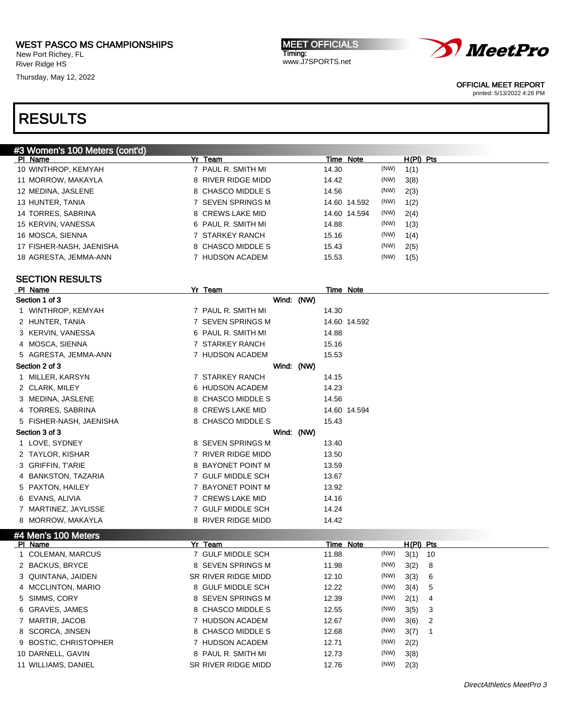WEST PASCO MS CHAMPIONSHIPS
New Port Richey, FL
River Ridge HS
Thursday, May 12, 2022

MEET OFFICIALS
Timing:
www.J7SPORTS.net

OFFICIAL MEET REPORT
printed: 5/13/2022 4:26 PM

# RESULTS

## #3 Women's 100 Meters (cont'd)

| Pl | Name | Yr | Team | Time | Note | | H(Pl) | Pts |
|---|---|---|---|---|---|---|---|---|
| 10 | WINTHROP, KEMYAH | 7 | PAUL R. SMITH MI | 14.30 | | (NW) | 1(1) | |
| 11 | MORROW, MAKAYLA | 8 | RIVER RIDGE MIDD | 14.42 | | (NW) | 3(8) | |
| 12 | MEDINA, JASLENE | 8 | CHASCO MIDDLE S | 14.56 | | (NW) | 2(3) | |
| 13 | HUNTER, TANIA | 7 | SEVEN SPRINGS M | 14.60 | 14.592 | (NW) | 1(2) | |
| 14 | TORRES, SABRINA | 8 | CREWS LAKE MID | 14.60 | 14.594 | (NW) | 2(4) | |
| 15 | KERVIN, VANESSA | 6 | PAUL R. SMITH MI | 14.88 | | (NW) | 1(3) | |
| 16 | MOSCA, SIENNA | 7 | STARKEY RANCH | 15.16 | | (NW) | 1(4) | |
| 17 | FISHER-NASH, JAENISHA | 8 | CHASCO MIDDLE S | 15.43 | | (NW) | 2(5) | |
| 18 | AGRESTA, JEMMA-ANN | 7 | HUDSON ACADEM | 15.53 | | (NW) | 1(5) | |

### SECTION RESULTS

| Pl | Name | Yr | Team | Time | Note |
|---|---|---|---|---|---|
| **Section 1 of 3** | | | Wind: (NW) | | |
| 1 | WINTHROP, KEMYAH | 7 | PAUL R. SMITH MI | 14.30 | |
| 2 | HUNTER, TANIA | 7 | SEVEN SPRINGS M | 14.60 | 14.592 |
| 3 | KERVIN, VANESSA | 6 | PAUL R. SMITH MI | 14.88 | |
| 4 | MOSCA, SIENNA | 7 | STARKEY RANCH | 15.16 | |
| 5 | AGRESTA, JEMMA-ANN | 7 | HUDSON ACADEM | 15.53 | |
| **Section 2 of 3** | | | Wind: (NW) | | |
| 1 | MILLER, KARSYN | 7 | STARKEY RANCH | 14.15 | |
| 2 | CLARK, MILEY | 6 | HUDSON ACADEM | 14.23 | |
| 3 | MEDINA, JASLENE | 8 | CHASCO MIDDLE S | 14.56 | |
| 4 | TORRES, SABRINA | 8 | CREWS LAKE MID | 14.60 | 14.594 |
| 5 | FISHER-NASH, JAENISHA | 8 | CHASCO MIDDLE S | 15.43 | |
| **Section 3 of 3** | | | Wind: (NW) | | |
| 1 | LOVE, SYDNEY | 8 | SEVEN SPRINGS M | 13.40 | |
| 2 | TAYLOR, KISHAR | 7 | RIVER RIDGE MIDD | 13.50 | |
| 3 | GRIFFIN, T'ARIE | 8 | BAYONET POINT M | 13.59 | |
| 4 | BANKSTON, TAZARIA | 7 | GULF MIDDLE SCH | 13.67 | |
| 5 | PAXTON, HAILEY | 7 | BAYONET POINT M | 13.92 | |
| 6 | EVANS, ALIVIA | 7 | CREWS LAKE MID | 14.16 | |
| 7 | MARTINEZ, JAYLISSE | 7 | GULF MIDDLE SCH | 14.24 | |
| 8 | MORROW, MAKAYLA | 8 | RIVER RIDGE MIDD | 14.42 | |

## #4 Men's 100 Meters

| Pl | Name | Yr | Team | Time | Note | | H(Pl) | Pts |
|---|---|---|---|---|---|---|---|---|
| 1 | COLEMAN, MARCUS | 7 | GULF MIDDLE SCH | 11.88 | | (NW) | 3(1) | 10 |
| 2 | BACKUS, BRYCE | 8 | SEVEN SPRINGS M | 11.98 | | (NW) | 3(2) | 8 |
| 3 | QUINTANA, JAIDEN | SR | RIVER RIDGE MIDD | 12.10 | | (NW) | 3(3) | 6 |
| 4 | MCCLINTON, MARIO | 8 | GULF MIDDLE SCH | 12.22 | | (NW) | 3(4) | 5 |
| 5 | SIMMS, CORY | 8 | SEVEN SPRINGS M | 12.39 | | (NW) | 2(1) | 4 |
| 6 | GRAVES, JAMES | 8 | CHASCO MIDDLE S | 12.55 | | (NW) | 3(5) | 3 |
| 7 | MARTIR, JACOB | 7 | HUDSON ACADEM | 12.67 | | (NW) | 3(6) | 2 |
| 8 | SCORCA, JINSEN | 8 | CHASCO MIDDLE S | 12.68 | | (NW) | 3(7) | 1 |
| 9 | BOSTIC, CHRISTOPHER | 7 | HUDSON ACADEM | 12.71 | | (NW) | 2(2) | |
| 10 | DARNELL, GAVIN | 8 | PAUL R. SMITH MI | 12.73 | | (NW) | 3(8) | |
| 11 | WILLIAMS, DANIEL | SR | RIVER RIDGE MIDD | 12.76 | | (NW) | 2(3) | |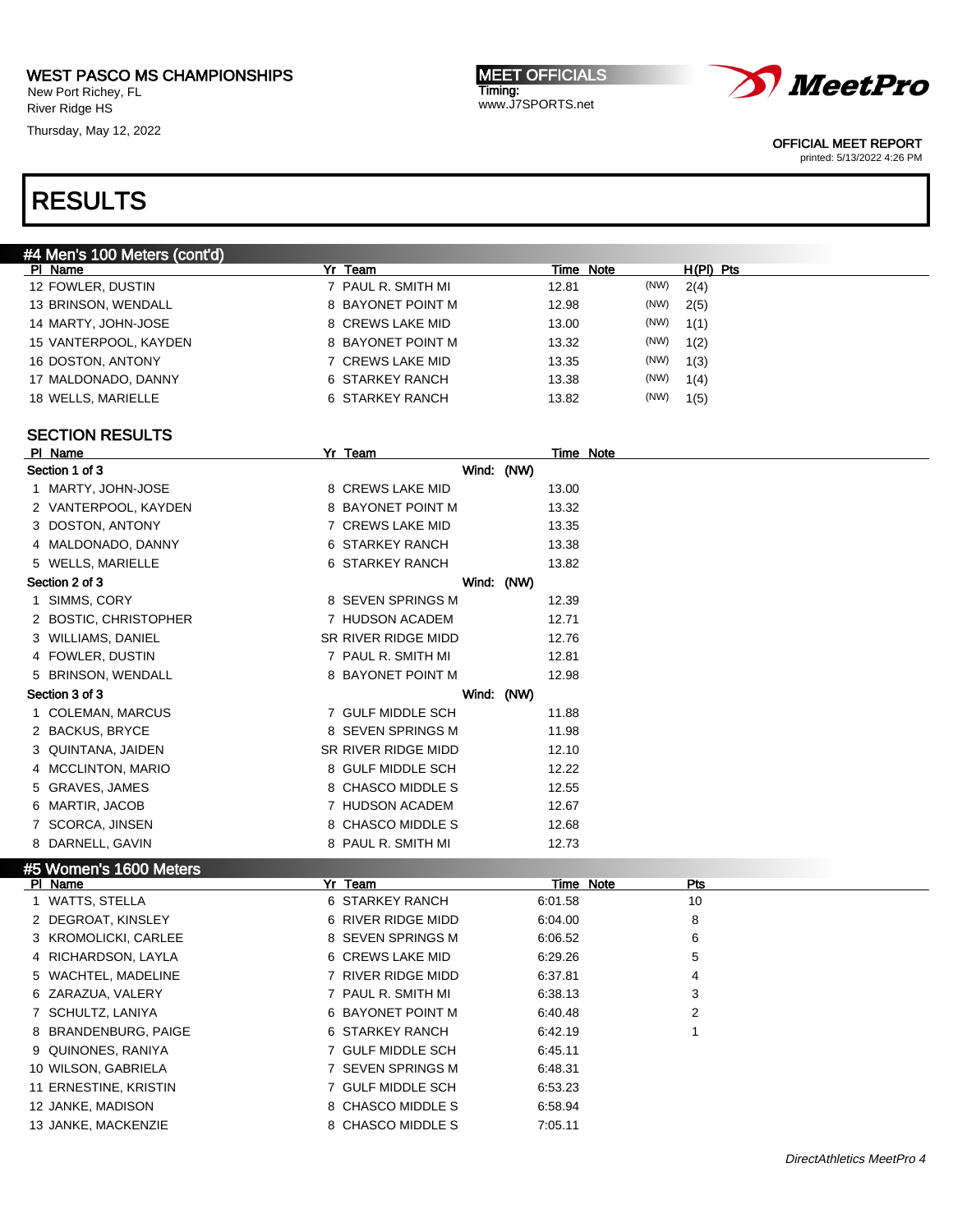WEST PASCO MS CHAMPIONSHIPS
New Port Richey, FL
River Ridge HS
Thursday, May 12, 2022

MEET OFFICIALS
Timing:
www.J7SPORTS.net

OFFICIAL MEET REPORT
printed: 5/13/2022 4:26 PM

# RESULTS

## #4 Men's 100 Meters (cont'd)

| Pl | Name | Yr | Team | Time | Note | | H(Pl) | Pts |
|---|---|---|---|---|---|---|---|---|
| 12 | FOWLER, DUSTIN | 7 | PAUL R. SMITH MI | 12.81 | | (NW) | 2(4) | |
| 13 | BRINSON, WENDALL | 8 | BAYONET POINT M | 12.98 | | (NW) | 2(5) | |
| 14 | MARTY, JOHN-JOSE | 8 | CREWS LAKE MID | 13.00 | | (NW) | 1(1) | |
| 15 | VANTERPOOL, KAYDEN | 8 | BAYONET POINT M | 13.32 | | (NW) | 1(2) | |
| 16 | DOSTON, ANTONY | 7 | CREWS LAKE MID | 13.35 | | (NW) | 1(3) | |
| 17 | MALDONADO, DANNY | 6 | STARKEY RANCH | 13.38 | | (NW) | 1(4) | |
| 18 | WELLS, MARIELLE | 6 | STARKEY RANCH | 13.82 | | (NW) | 1(5) | |

### SECTION RESULTS

| Pl | Name | Yr | Team | Time | Note |
|---|---|---|---|---|---|
| **Section 1 of 3** | | | Wind: (NW) | | |
| 1 | MARTY, JOHN-JOSE | 8 | CREWS LAKE MID | 13.00 | |
| 2 | VANTERPOOL, KAYDEN | 8 | BAYONET POINT M | 13.32 | |
| 3 | DOSTON, ANTONY | 7 | CREWS LAKE MID | 13.35 | |
| 4 | MALDONADO, DANNY | 6 | STARKEY RANCH | 13.38 | |
| 5 | WELLS, MARIELLE | 6 | STARKEY RANCH | 13.82 | |
| **Section 2 of 3** | | | Wind: (NW) | | |
| 1 | SIMMS, CORY | 8 | SEVEN SPRINGS M | 12.39 | |
| 2 | BOSTIC, CHRISTOPHER | 7 | HUDSON ACADEM | 12.71 | |
| 3 | WILLIAMS, DANIEL | SR | RIVER RIDGE MIDD | 12.76 | |
| 4 | FOWLER, DUSTIN | 7 | PAUL R. SMITH MI | 12.81 | |
| 5 | BRINSON, WENDALL | 8 | BAYONET POINT M | 12.98 | |
| **Section 3 of 3** | | | Wind: (NW) | | |
| 1 | COLEMAN, MARCUS | 7 | GULF MIDDLE SCH | 11.88 | |
| 2 | BACKUS, BRYCE | 8 | SEVEN SPRINGS M | 11.98 | |
| 3 | QUINTANA, JAIDEN | SR | RIVER RIDGE MIDD | 12.10 | |
| 4 | MCCLINTON, MARIO | 8 | GULF MIDDLE SCH | 12.22 | |
| 5 | GRAVES, JAMES | 8 | CHASCO MIDDLE S | 12.55 | |
| 6 | MARTIR, JACOB | 7 | HUDSON ACADEM | 12.67 | |
| 7 | SCORCA, JINSEN | 8 | CHASCO MIDDLE S | 12.68 | |
| 8 | DARNELL, GAVIN | 8 | PAUL R. SMITH MI | 12.73 | |

## #5 Women's 1600 Meters

| Pl | Name | Yr | Team | Time | Note | Pts |
|---|---|---|---|---|---|---|
| 1 | WATTS, STELLA | 6 | STARKEY RANCH | 6:01.58 | | 10 |
| 2 | DEGROAT, KINSLEY | 6 | RIVER RIDGE MIDD | 6:04.00 | | 8 |
| 3 | KROMOLICKI, CARLEE | 8 | SEVEN SPRINGS M | 6:06.52 | | 6 |
| 4 | RICHARDSON, LAYLA | 6 | CREWS LAKE MID | 6:29.26 | | 5 |
| 5 | WACHTEL, MADELINE | 7 | RIVER RIDGE MIDD | 6:37.81 | | 4 |
| 6 | ZARAZUA, VALERY | 7 | PAUL R. SMITH MI | 6:38.13 | | 3 |
| 7 | SCHULTZ, LANIYA | 6 | BAYONET POINT M | 6:40.48 | | 2 |
| 8 | BRANDENBURG, PAIGE | 6 | STARKEY RANCH | 6:42.19 | | 1 |
| 9 | QUINONES, RANIYA | 7 | GULF MIDDLE SCH | 6:45.11 | | |
| 10 | WILSON, GABRIELA | 7 | SEVEN SPRINGS M | 6:48.31 | | |
| 11 | ERNESTINE, KRISTIN | 7 | GULF MIDDLE SCH | 6:53.23 | | |
| 12 | JANKE, MADISON | 8 | CHASCO MIDDLE S | 6:58.94 | | |
| 13 | JANKE, MACKENZIE | 8 | CHASCO MIDDLE S | 7:05.11 | | |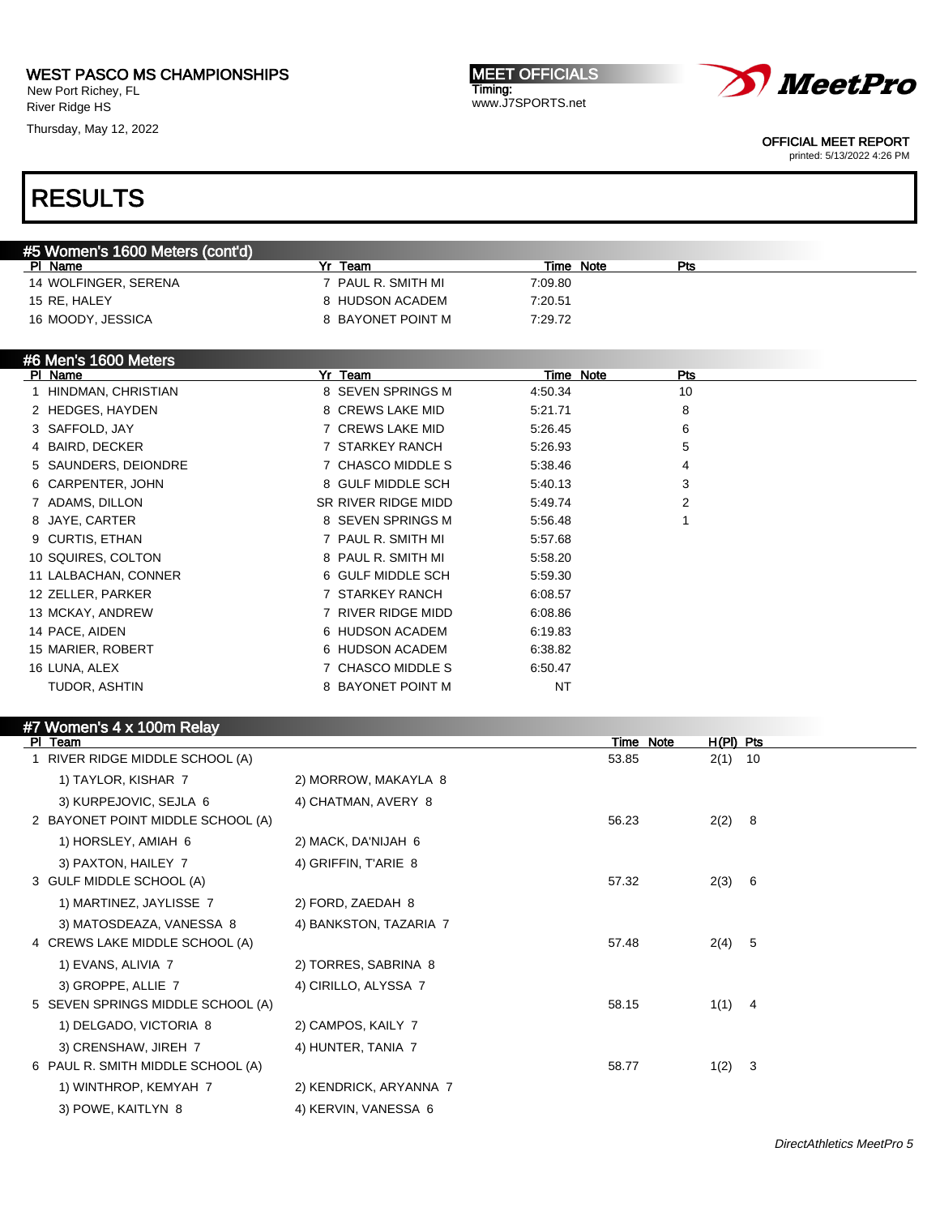WEST PASCO MS CHAMPIONSHIPS
New Port Richey, FL
River Ridge HS
Thursday, May 12, 2022

MEET OFFICIALS
Timing:
www.J7SPORTS.net

OFFICIAL MEET REPORT
printed: 5/13/2022 4:26 PM

# RESULTS

## #5 Women's 1600 Meters (cont'd)

| Pl | Name | Yr | Team | Time | Note | Pts |
|---|---|---|---|---|---|---|
| 14 | WOLFINGER, SERENA | 7 | PAUL R. SMITH MI | 7:09.80 | | |
| 15 | RE, HALEY | 8 | HUDSON ACADEM | 7:20.51 | | |
| 16 | MOODY, JESSICA | 8 | BAYONET POINT M | 7:29.72 | | |

## #6 Men's 1600 Meters

| Pl | Name | Yr | Team | Time | Note | Pts |
|---|---|---|---|---|---|---|
| 1 | HINDMAN, CHRISTIAN | 8 | SEVEN SPRINGS M | 4:50.34 | | 10 |
| 2 | HEDGES, HAYDEN | 8 | CREWS LAKE MID | 5:21.71 | | 8 |
| 3 | SAFFOLD, JAY | 7 | CREWS LAKE MID | 5:26.45 | | 6 |
| 4 | BAIRD, DECKER | 7 | STARKEY RANCH | 5:26.93 | | 5 |
| 5 | SAUNDERS, DEIONDRE | 7 | CHASCO MIDDLE S | 5:38.46 | | 4 |
| 6 | CARPENTER, JOHN | 8 | GULF MIDDLE SCH | 5:40.13 | | 3 |
| 7 | ADAMS, DILLON | SR | RIVER RIDGE MIDD | 5:49.74 | | 2 |
| 8 | JAYE, CARTER | 8 | SEVEN SPRINGS M | 5:56.48 | | 1 |
| 9 | CURTIS, ETHAN | 7 | PAUL R. SMITH MI | 5:57.68 | | |
| 10 | SQUIRES, COLTON | 8 | PAUL R. SMITH MI | 5:58.20 | | |
| 11 | LALBACHAN, CONNER | 6 | GULF MIDDLE SCH | 5:59.30 | | |
| 12 | ZELLER, PARKER | 7 | STARKEY RANCH | 6:08.57 | | |
| 13 | MCKAY, ANDREW | 7 | RIVER RIDGE MIDD | 6:08.86 | | |
| 14 | PACE, AIDEN | 6 | HUDSON ACADEM | 6:19.83 | | |
| 15 | MARIER, ROBERT | 6 | HUDSON ACADEM | 6:38.82 | | |
| 16 | LUNA, ALEX | 7 | CHASCO MIDDLE S | 6:50.47 | | |
| | TUDOR, ASHTIN | 8 | BAYONET POINT M | NT | | |

## #7 Women's 4 x 100m Relay

| Pl | Team | | Time | Note | H(Pl) | Pts |
|---|---|---|---|---|---|---|
| 1 | RIVER RIDGE MIDDLE SCHOOL (A) | | 53.85 | | 2(1) | 10 |
| | 1) TAYLOR, KISHAR 7 | 2) MORROW, MAKAYLA 8 | | | | |
| | 3) KURPEJOVIC, SEJLA 6 | 4) CHATMAN, AVERY 8 | | | | |
| 2 | BAYONET POINT MIDDLE SCHOOL (A) | | 56.23 | | 2(2) | 8 |
| | 1) HORSLEY, AMIAH 6 | 2) MACK, DA'NIJAH 6 | | | | |
| | 3) PAXTON, HAILEY 7 | 4) GRIFFIN, T'ARIE 8 | | | | |
| 3 | GULF MIDDLE SCHOOL (A) | | 57.32 | | 2(3) | 6 |
| | 1) MARTINEZ, JAYLISSE 7 | 2) FORD, ZAEDAH 8 | | | | |
| | 3) MATOSDEAZA, VANESSA 8 | 4) BANKSTON, TAZARIA 7 | | | | |
| 4 | CREWS LAKE MIDDLE SCHOOL (A) | | 57.48 | | 2(4) | 5 |
| | 1) EVANS, ALIVIA 7 | 2) TORRES, SABRINA 8 | | | | |
| | 3) GROPPE, ALLIE 7 | 4) CIRILLO, ALYSSA 7 | | | | |
| 5 | SEVEN SPRINGS MIDDLE SCHOOL (A) | | 58.15 | | 1(1) | 4 |
| | 1) DELGADO, VICTORIA 8 | 2) CAMPOS, KAILY 7 | | | | |
| | 3) CRENSHAW, JIREH 7 | 4) HUNTER, TANIA 7 | | | | |
| 6 | PAUL R. SMITH MIDDLE SCHOOL (A) | | 58.77 | | 1(2) | 3 |
| | 1) WINTHROP, KEMYAH 7 | 2) KENDRICK, ARYANNA 7 | | | | |
| | 3) POWE, KAITLYN 8 | 4) KERVIN, VANESSA 6 | | | | |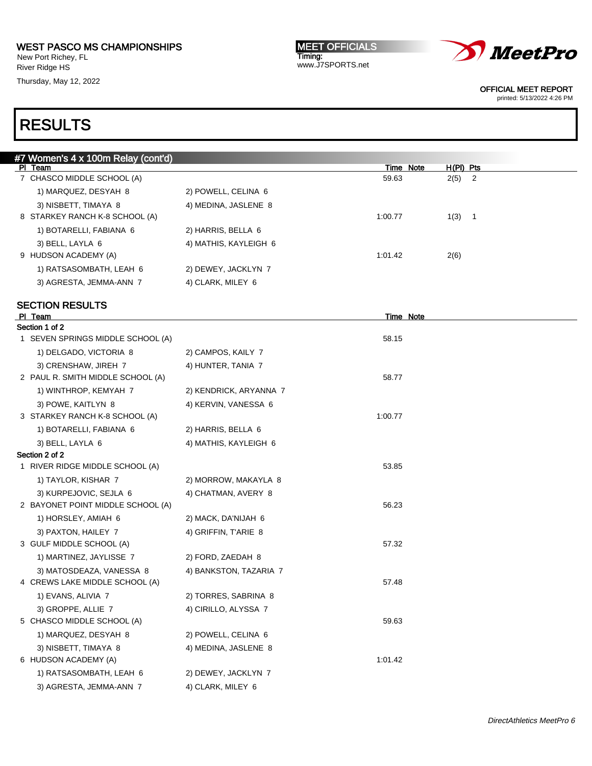WEST PASCO MS CHAMPIONSHIPS
New Port Richey, FL
River Ridge HS
Thursday, May 12, 2022

MEET OFFICIALS
Timing:
www.J7SPORTS.net

OFFICIAL MEET REPORT
printed: 5/13/2022 4:26 PM

# RESULTS

## #7 Women's 4 x 100m Relay (cont'd)

| Pl | Team | | Time | Note | H(Pl) | Pts |
|---|---|---|---|---|---|---|
| 7 | CHASCO MIDDLE SCHOOL (A) | | 59.63 | | 2(5) | 2 |
| | 1) MARQUEZ, DESYAH 8 | 2) POWELL, CELINA 6 | | | | |
| | 3) NISBETT, TIMAYA 8 | 4) MEDINA, JASLENE 8 | | | | |
| 8 | STARKEY RANCH K-8 SCHOOL (A) | | 1:00.77 | | 1(3) | 1 |
| | 1) BOTARELLI, FABIANA 6 | 2) HARRIS, BELLA 6 | | | | |
| | 3) BELL, LAYLA 6 | 4) MATHIS, KAYLEIGH 6 | | | | |
| 9 | HUDSON ACADEMY (A) | | 1:01.42 | | 2(6) | |
| | 1) RATSASOMBATH, LEAH 6 | 2) DEWEY, JACKLYN 7 | | | | |
| | 3) AGRESTA, JEMMA-ANN 7 | 4) CLARK, MILEY 6 | | | | |

### SECTION RESULTS

| Pl | Team | | Time | Note |
|---|---|---|---|---|
| **Section 1 of 2** | | | | |
| 1 | SEVEN SPRINGS MIDDLE SCHOOL (A) | | 58.15 | |
| | 1) DELGADO, VICTORIA 8 | 2) CAMPOS, KAILY 7 | | |
| | 3) CRENSHAW, JIREH 7 | 4) HUNTER, TANIA 7 | | |
| 2 | PAUL R. SMITH MIDDLE SCHOOL (A) | | 58.77 | |
| | 1) WINTHROP, KEMYAH 7 | 2) KENDRICK, ARYANNA 7 | | |
| | 3) POWE, KAITLYN 8 | 4) KERVIN, VANESSA 6 | | |
| 3 | STARKEY RANCH K-8 SCHOOL (A) | | 1:00.77 | |
| | 1) BOTARELLI, FABIANA 6 | 2) HARRIS, BELLA 6 | | |
| | 3) BELL, LAYLA 6 | 4) MATHIS, KAYLEIGH 6 | | |
| **Section 2 of 2** | | | | |
| 1 | RIVER RIDGE MIDDLE SCHOOL (A) | | 53.85 | |
| | 1) TAYLOR, KISHAR 7 | 2) MORROW, MAKAYLA 8 | | |
| | 3) KURPEJOVIC, SEJLA 6 | 4) CHATMAN, AVERY 8 | | |
| 2 | BAYONET POINT MIDDLE SCHOOL (A) | | 56.23 | |
| | 1) HORSLEY, AMIAH 6 | 2) MACK, DA'NIJAH 6 | | |
| | 3) PAXTON, HAILEY 7 | 4) GRIFFIN, T'ARIE 8 | | |
| 3 | GULF MIDDLE SCHOOL (A) | | 57.32 | |
| | 1) MARTINEZ, JAYLISSE 7 | 2) FORD, ZAEDAH 8 | | |
| | 3) MATOSDEAZA, VANESSA 8 | 4) BANKSTON, TAZARIA 7 | | |
| 4 | CREWS LAKE MIDDLE SCHOOL (A) | | 57.48 | |
| | 1) EVANS, ALIVIA 7 | 2) TORRES, SABRINA 8 | | |
| | 3) GROPPE, ALLIE 7 | 4) CIRILLO, ALYSSA 7 | | |
| 5 | CHASCO MIDDLE SCHOOL (A) | | 59.63 | |
| | 1) MARQUEZ, DESYAH 8 | 2) POWELL, CELINA 6 | | |
| | 3) NISBETT, TIMAYA 8 | 4) MEDINA, JASLENE 8 | | |
| 6 | HUDSON ACADEMY (A) | | 1:01.42 | |
| | 1) RATSASOMBATH, LEAH 6 | 2) DEWEY, JACKLYN 7 | | |
| | 3) AGRESTA, JEMMA-ANN 7 | 4) CLARK, MILEY 6 | | |

*DirectAthletics MeetPro 6*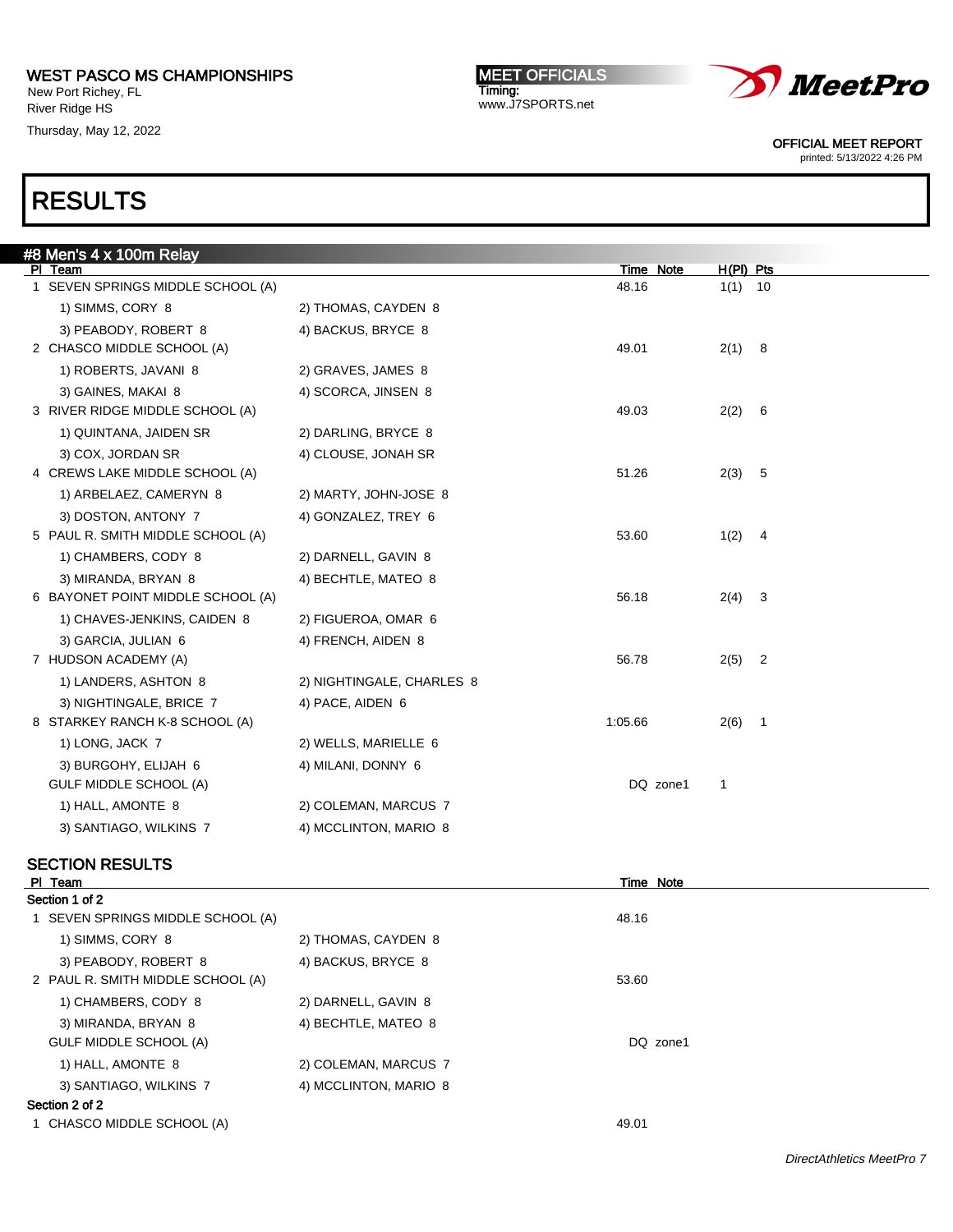# RESULTS

## #8 Men's 4 x 100m Relay

| Pl | Team | | Time | Note | H(Pl) | Pts |
|---|---|---|---|---|---|---|
| 1 | SEVEN SPRINGS MIDDLE SCHOOL (A) | | 48.16 | | 1(1) | 10 |
| | 1) SIMMS, CORY 8 | 2) THOMAS, CAYDEN 8 | | | | |
| | 3) PEABODY, ROBERT 8 | 4) BACKUS, BRYCE 8 | | | | |
| 2 | CHASCO MIDDLE SCHOOL (A) | | 49.01 | | 2(1) | 8 |
| | 1) ROBERTS, JAVANI 8 | 2) GRAVES, JAMES 8 | | | | |
| | 3) GAINES, MAKAI 8 | 4) SCORCA, JINSEN 8 | | | | |
| 3 | RIVER RIDGE MIDDLE SCHOOL (A) | | 49.03 | | 2(2) | 6 |
| | 1) QUINTANA, JAIDEN SR | 2) DARLING, BRYCE 8 | | | | |
| | 3) COX, JORDAN SR | 4) CLOUSE, JONAH SR | | | | |
| 4 | CREWS LAKE MIDDLE SCHOOL (A) | | 51.26 | | 2(3) | 5 |
| | 1) ARBELAEZ, CAMERYN 8 | 2) MARTY, JOHN-JOSE 8 | | | | |
| | 3) DOSTON, ANTONY 7 | 4) GONZALEZ, TREY 6 | | | | |
| 5 | PAUL R. SMITH MIDDLE SCHOOL (A) | | 53.60 | | 1(2) | 4 |
| | 1) CHAMBERS, CODY 8 | 2) DARNELL, GAVIN 8 | | | | |
| | 3) MIRANDA, BRYAN 8 | 4) BECHTLE, MATEO 8 | | | | |
| 6 | BAYONET POINT MIDDLE SCHOOL (A) | | 56.18 | | 2(4) | 3 |
| | 1) CHAVES-JENKINS, CAIDEN 8 | 2) FIGUEROA, OMAR 6 | | | | |
| | 3) GARCIA, JULIAN 6 | 4) FRENCH, AIDEN 8 | | | | |
| 7 | HUDSON ACADEMY (A) | | 56.78 | | 2(5) | 2 |
| | 1) LANDERS, ASHTON 8 | 2) NIGHTINGALE, CHARLES 8 | | | | |
| | 3) NIGHTINGALE, BRICE 7 | 4) PACE, AIDEN 6 | | | | |
| 8 | STARKEY RANCH K-8 SCHOOL (A) | | 1:05.66 | | 2(6) | 1 |
| | 1) LONG, JACK 7 | 2) WELLS, MARIELLE 6 | | | | |
| | 3) BURGOHY, ELIJAH 6 | 4) MILANI, DONNY 6 | | | | |
| | GULF MIDDLE SCHOOL (A) | | DQ | zone1 | 1 | |
| | 1) HALL, AMONTE 8 | 2) COLEMAN, MARCUS 7 | | | | |
| | 3) SANTIAGO, WILKINS 7 | 4) MCCLINTON, MARIO 8 | | | | |

### SECTION RESULTS

| Pl | Team | | Time | Note |
|---|---|---|---|---|
| **Section 1 of 2** | | | | |
| 1 | SEVEN SPRINGS MIDDLE SCHOOL (A) | | 48.16 | |
| | 1) SIMMS, CORY 8 | 2) THOMAS, CAYDEN 8 | | |
| | 3) PEABODY, ROBERT 8 | 4) BACKUS, BRYCE 8 | | |
| 2 | PAUL R. SMITH MIDDLE SCHOOL (A) | | 53.60 | |
| | 1) CHAMBERS, CODY 8 | 2) DARNELL, GAVIN 8 | | |
| | 3) MIRANDA, BRYAN 8 | 4) BECHTLE, MATEO 8 | | |
| | GULF MIDDLE SCHOOL (A) | | DQ | zone1 |
| | 1) HALL, AMONTE 8 | 2) COLEMAN, MARCUS 7 | | |
| | 3) SANTIAGO, WILKINS 7 | 4) MCCLINTON, MARIO 8 | | |
| **Section 2 of 2** | | | | |
| 1 | CHASCO MIDDLE SCHOOL (A) | | 49.01 | |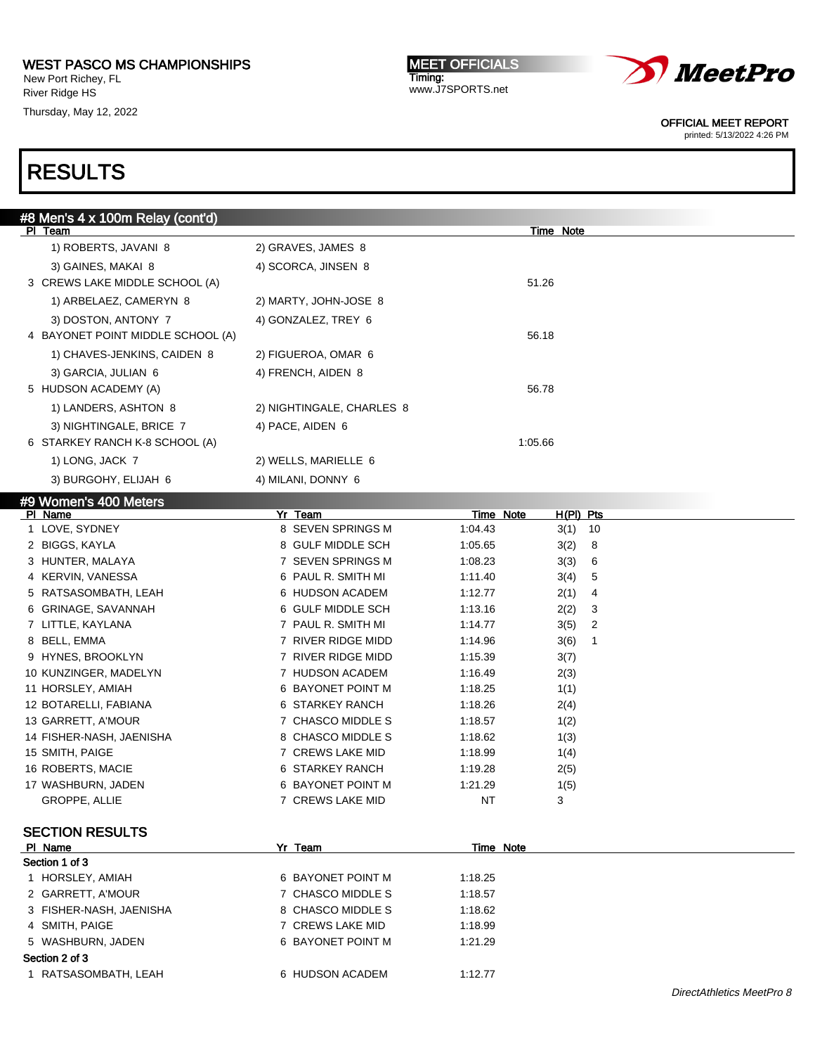# RESULTS

## #8 Men's 4 x 100m Relay (cont'd)

| Pl | Team | Time | Note |
|---|---|---|---|
| | 1) ROBERTS, JAVANI 8 / 2) GRAVES, JAMES 8 / 3) GAINES, MAKAI 8 / 4) SCORCA, JINSEN 8 | | |
| 3 | CREWS LAKE MIDDLE SCHOOL (A) | 51.26 | |
| | 1) ARBELAEZ, CAMERYN 8 / 2) MARTY, JOHN-JOSE 8 / 3) DOSTON, ANTONY 7 / 4) GONZALEZ, TREY 6 | | |
| 4 | BAYONET POINT MIDDLE SCHOOL (A) | 56.18 | |
| | 1) CHAVES-JENKINS, CAIDEN 8 / 2) FIGUEROA, OMAR 6 / 3) GARCIA, JULIAN 6 / 4) FRENCH, AIDEN 8 | | |
| 5 | HUDSON ACADEMY (A) | 56.78 | |
| | 1) LANDERS, ASHTON 8 / 2) NIGHTINGALE, CHARLES 8 / 3) NIGHTINGALE, BRICE 7 / 4) PACE, AIDEN 6 | | |
| 6 | STARKEY RANCH K-8 SCHOOL (A) | 1:05.66 | |
| | 1) LONG, JACK 7 / 2) WELLS, MARIELLE 6 / 3) BURGOHY, ELIJAH 6 / 4) MILANI, DONNY 6 | | |

## #9 Women's 400 Meters

| Pl | Name | Yr | Team | Time | Note | H(Pl) | Pts |
|---|---|---|---|---|---|---|---|
| 1 | LOVE, SYDNEY | 8 | SEVEN SPRINGS M | 1:04.43 | | 3(1) | 10 |
| 2 | BIGGS, KAYLA | 8 | GULF MIDDLE SCH | 1:05.65 | | 3(2) | 8 |
| 3 | HUNTER, MALAYA | 7 | SEVEN SPRINGS M | 1:08.23 | | 3(3) | 6 |
| 4 | KERVIN, VANESSA | 6 | PAUL R. SMITH MI | 1:11.40 | | 3(4) | 5 |
| 5 | RATSASOMBATH, LEAH | 6 | HUDSON ACADEM | 1:12.77 | | 2(1) | 4 |
| 6 | GRINAGE, SAVANNAH | 6 | GULF MIDDLE SCH | 1:13.16 | | 2(2) | 3 |
| 7 | LITTLE, KAYLANA | 7 | PAUL R. SMITH MI | 1:14.77 | | 3(5) | 2 |
| 8 | BELL, EMMA | 7 | RIVER RIDGE MIDD | 1:14.96 | | 3(6) | 1 |
| 9 | HYNES, BROOKLYN | 7 | RIVER RIDGE MIDD | 1:15.39 | | 3(7) | |
| 10 | KUNZINGER, MADELYN | 7 | HUDSON ACADEM | 1:16.49 | | 2(3) | |
| 11 | HORSLEY, AMIAH | 6 | BAYONET POINT M | 1:18.25 | | 1(1) | |
| 12 | BOTARELLI, FABIANA | 6 | STARKEY RANCH | 1:18.26 | | 2(4) | |
| 13 | GARRETT, A'MOUR | 7 | CHASCO MIDDLE S | 1:18.57 | | 1(2) | |
| 14 | FISHER-NASH, JAENISHA | 8 | CHASCO MIDDLE S | 1:18.62 | | 1(3) | |
| 15 | SMITH, PAIGE | 7 | CREWS LAKE MID | 1:18.99 | | 1(4) | |
| 16 | ROBERTS, MACIE | 6 | STARKEY RANCH | 1:19.28 | | 2(5) | |
| 17 | WASHBURN, JADEN | 6 | BAYONET POINT M | 1:21.29 | | 1(5) | |
| | GROPPE, ALLIE | 7 | CREWS LAKE MID | NT | | 3 | |

### SECTION RESULTS

| Pl | Name | Yr | Team | Time | Note |
|---|---|---|---|---|---|
| **Section 1 of 3** | | | | | |
| 1 | HORSLEY, AMIAH | 6 | BAYONET POINT M | 1:18.25 | |
| 2 | GARRETT, A'MOUR | 7 | CHASCO MIDDLE S | 1:18.57 | |
| 3 | FISHER-NASH, JAENISHA | 8 | CHASCO MIDDLE S | 1:18.62 | |
| 4 | SMITH, PAIGE | 7 | CREWS LAKE MID | 1:18.99 | |
| 5 | WASHBURN, JADEN | 6 | BAYONET POINT M | 1:21.29 | |
| **Section 2 of 3** | | | | | |
| 1 | RATSASOMBATH, LEAH | 6 | HUDSON ACADEM | 1:12.77 | |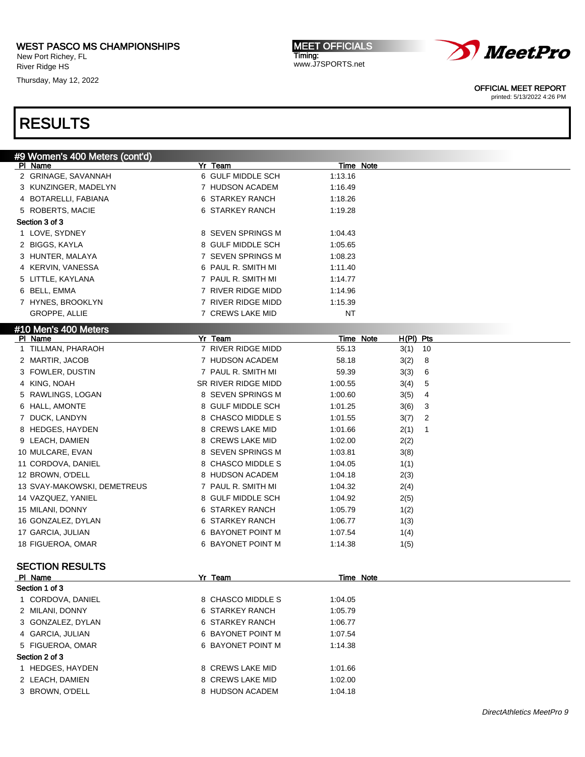WEST PASCO MS CHAMPIONSHIPS
New Port Richey, FL
River Ridge HS
Thursday, May 12, 2022

MEET OFFICIALS
Timing:
www.J7SPORTS.net

OFFICIAL MEET REPORT
printed: 5/13/2022 4:26 PM

# RESULTS

## #9 Women's 400 Meters (cont'd)

| Pl | Name | Yr | Team | Time | Note |
|---|---|---|---|---|---|
| 2 | GRINAGE, SAVANNAH | 6 | GULF MIDDLE SCH | 1:13.16 | |
| 3 | KUNZINGER, MADELYN | 7 | HUDSON ACADEM | 1:16.49 | |
| 4 | BOTARELLI, FABIANA | 6 | STARKEY RANCH | 1:18.26 | |
| 5 | ROBERTS, MACIE | 6 | STARKEY RANCH | 1:19.28 | |
| **Section 3 of 3** | | | | | |
| 1 | LOVE, SYDNEY | 8 | SEVEN SPRINGS M | 1:04.43 | |
| 2 | BIGGS, KAYLA | 8 | GULF MIDDLE SCH | 1:05.65 | |
| 3 | HUNTER, MALAYA | 7 | SEVEN SPRINGS M | 1:08.23 | |
| 4 | KERVIN, VANESSA | 6 | PAUL R. SMITH MI | 1:11.40 | |
| 5 | LITTLE, KAYLANA | 7 | PAUL R. SMITH MI | 1:14.77 | |
| 6 | BELL, EMMA | 7 | RIVER RIDGE MIDD | 1:14.96 | |
| 7 | HYNES, BROOKLYN | 7 | RIVER RIDGE MIDD | 1:15.39 | |
| | GROPPE, ALLIE | 7 | CREWS LAKE MID | NT | |

## #10 Men's 400 Meters

| Pl | Name | Yr | Team | Time | Note | H(Pl) | Pts |
|---|---|---|---|---|---|---|---|
| 1 | TILLMAN, PHARAOH | 7 | RIVER RIDGE MIDD | 55.13 | | 3(1) | 10 |
| 2 | MARTIR, JACOB | 7 | HUDSON ACADEM | 58.18 | | 3(2) | 8 |
| 3 | FOWLER, DUSTIN | 7 | PAUL R. SMITH MI | 59.39 | | 3(3) | 6 |
| 4 | KING, NOAH | SR | RIVER RIDGE MIDD | 1:00.55 | | 3(4) | 5 |
| 5 | RAWLINGS, LOGAN | 8 | SEVEN SPRINGS M | 1:00.60 | | 3(5) | 4 |
| 6 | HALL, AMONTE | 8 | GULF MIDDLE SCH | 1:01.25 | | 3(6) | 3 |
| 7 | DUCK, LANDYN | 8 | CHASCO MIDDLE S | 1:01.55 | | 3(7) | 2 |
| 8 | HEDGES, HAYDEN | 8 | CREWS LAKE MID | 1:01.66 | | 2(1) | 1 |
| 9 | LEACH, DAMIEN | 8 | CREWS LAKE MID | 1:02.00 | | 2(2) | |
| 10 | MULCARE, EVAN | 8 | SEVEN SPRINGS M | 1:03.81 | | 3(8) | |
| 11 | CORDOVA, DANIEL | 8 | CHASCO MIDDLE S | 1:04.05 | | 1(1) | |
| 12 | BROWN, O'DELL | 8 | HUDSON ACADEM | 1:04.18 | | 2(3) | |
| 13 | SVAY-MAKOWSKI, DEMETREUS | 7 | PAUL R. SMITH MI | 1:04.32 | | 2(4) | |
| 14 | VAZQUEZ, YANIEL | 8 | GULF MIDDLE SCH | 1:04.92 | | 2(5) | |
| 15 | MILANI, DONNY | 6 | STARKEY RANCH | 1:05.79 | | 1(2) | |
| 16 | GONZALEZ, DYLAN | 6 | STARKEY RANCH | 1:06.77 | | 1(3) | |
| 17 | GARCIA, JULIAN | 6 | BAYONET POINT M | 1:07.54 | | 1(4) | |
| 18 | FIGUEROA, OMAR | 6 | BAYONET POINT M | 1:14.38 | | 1(5) | |

### SECTION RESULTS

| Pl | Name | Yr | Team | Time | Note |
|---|---|---|---|---|---|
| **Section 1 of 3** | | | | | |
| 1 | CORDOVA, DANIEL | 8 | CHASCO MIDDLE S | 1:04.05 | |
| 2 | MILANI, DONNY | 6 | STARKEY RANCH | 1:05.79 | |
| 3 | GONZALEZ, DYLAN | 6 | STARKEY RANCH | 1:06.77 | |
| 4 | GARCIA, JULIAN | 6 | BAYONET POINT M | 1:07.54 | |
| 5 | FIGUEROA, OMAR | 6 | BAYONET POINT M | 1:14.38 | |
| **Section 2 of 3** | | | | | |
| 1 | HEDGES, HAYDEN | 8 | CREWS LAKE MID | 1:01.66 | |
| 2 | LEACH, DAMIEN | 8 | CREWS LAKE MID | 1:02.00 | |
| 3 | BROWN, O'DELL | 8 | HUDSON ACADEM | 1:04.18 | |

DirectAthletics MeetPro 9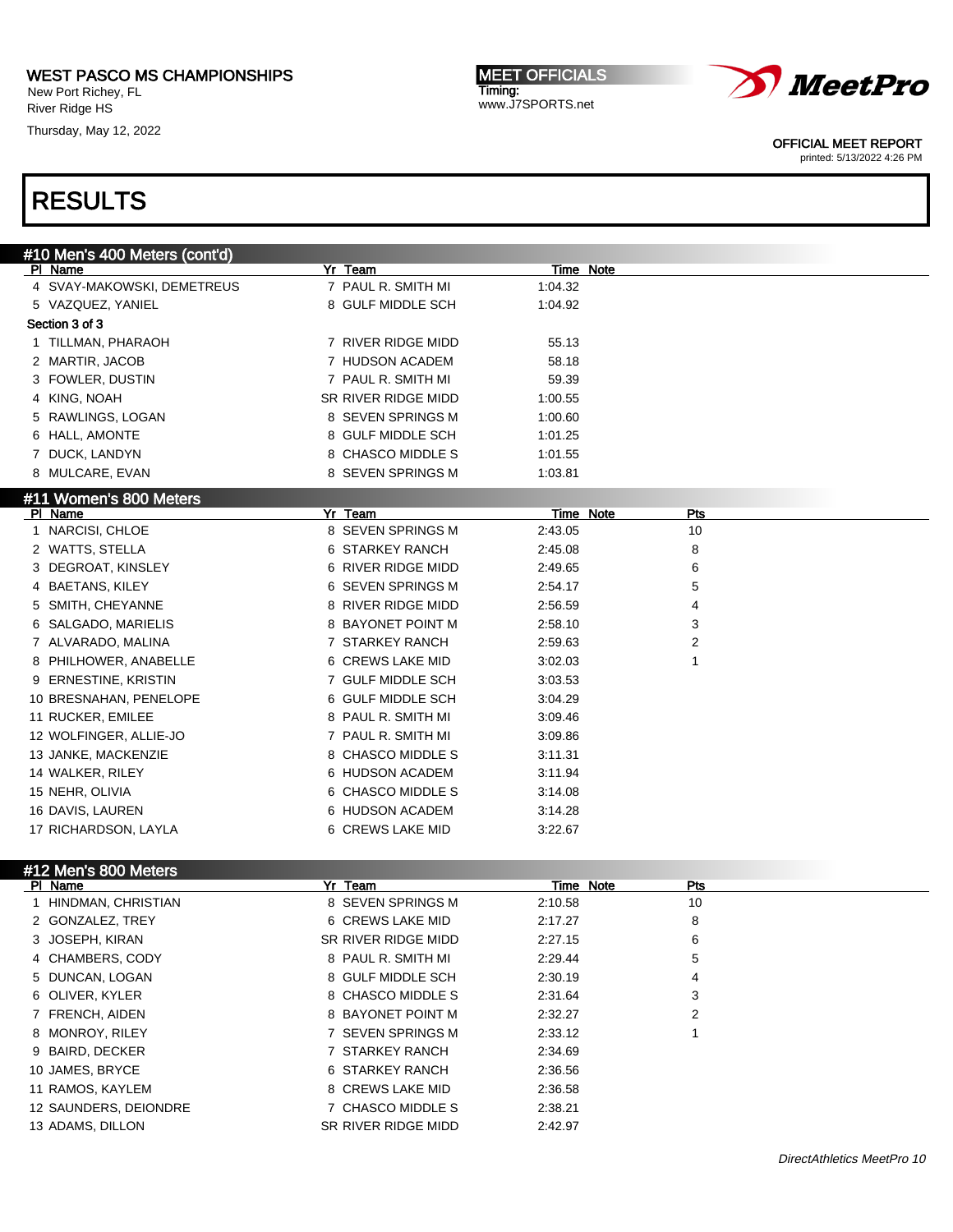WEST PASCO MS CHAMPIONSHIPS
New Port Richey, FL
River Ridge HS
Thursday, May 12, 2022

MEET OFFICIALS
Timing:
www.J7SPORTS.net

OFFICIAL MEET REPORT
printed: 5/13/2022 4:26 PM

# RESULTS

## #10 Men's 400 Meters (cont'd)

| Pl | Name | Yr | Team | Time | Note |
|---|---|---|---|---|---|
| 4 | SVAY-MAKOWSKI, DEMETREUS | 7 | PAUL R. SMITH MI | 1:04.32 | |
| 5 | VAZQUEZ, YANIEL | 8 | GULF MIDDLE SCH | 1:04.92 | |
| **Section 3 of 3** | | | | | |
| 1 | TILLMAN, PHARAOH | 7 | RIVER RIDGE MIDD | 55.13 | |
| 2 | MARTIR, JACOB | 7 | HUDSON ACADEM | 58.18 | |
| 3 | FOWLER, DUSTIN | 7 | PAUL R. SMITH MI | 59.39 | |
| 4 | KING, NOAH | SR | RIVER RIDGE MIDD | 1:00.55 | |
| 5 | RAWLINGS, LOGAN | 8 | SEVEN SPRINGS M | 1:00.60 | |
| 6 | HALL, AMONTE | 8 | GULF MIDDLE SCH | 1:01.25 | |
| 7 | DUCK, LANDYN | 8 | CHASCO MIDDLE S | 1:01.55 | |
| 8 | MULCARE, EVAN | 8 | SEVEN SPRINGS M | 1:03.81 | |

## #11 Women's 800 Meters

| Pl | Name | Yr | Team | Time | Note | Pts |
|---|---|---|---|---|---|---|
| 1 | NARCISI, CHLOE | 8 | SEVEN SPRINGS M | 2:43.05 | | 10 |
| 2 | WATTS, STELLA | 6 | STARKEY RANCH | 2:45.08 | | 8 |
| 3 | DEGROAT, KINSLEY | 6 | RIVER RIDGE MIDD | 2:49.65 | | 6 |
| 4 | BAETANS, KILEY | 6 | SEVEN SPRINGS M | 2:54.17 | | 5 |
| 5 | SMITH, CHEYANNE | 8 | RIVER RIDGE MIDD | 2:56.59 | | 4 |
| 6 | SALGADO, MARIELIS | 8 | BAYONET POINT M | 2:58.10 | | 3 |
| 7 | ALVARADO, MALINA | 7 | STARKEY RANCH | 2:59.63 | | 2 |
| 8 | PHILHOWER, ANABELLE | 6 | CREWS LAKE MID | 3:02.03 | | 1 |
| 9 | ERNESTINE, KRISTIN | 7 | GULF MIDDLE SCH | 3:03.53 | | |
| 10 | BRESNAHAN, PENELOPE | 6 | GULF MIDDLE SCH | 3:04.29 | | |
| 11 | RUCKER, EMILEE | 8 | PAUL R. SMITH MI | 3:09.46 | | |
| 12 | WOLFINGER, ALLIE-JO | 7 | PAUL R. SMITH MI | 3:09.86 | | |
| 13 | JANKE, MACKENZIE | 8 | CHASCO MIDDLE S | 3:11.31 | | |
| 14 | WALKER, RILEY | 6 | HUDSON ACADEM | 3:11.94 | | |
| 15 | NEHR, OLIVIA | 6 | CHASCO MIDDLE S | 3:14.08 | | |
| 16 | DAVIS, LAUREN | 6 | HUDSON ACADEM | 3:14.28 | | |
| 17 | RICHARDSON, LAYLA | 6 | CREWS LAKE MID | 3:22.67 | | |

## #12 Men's 800 Meters

| Pl | Name | Yr | Team | Time | Note | Pts |
|---|---|---|---|---|---|---|
| 1 | HINDMAN, CHRISTIAN | 8 | SEVEN SPRINGS M | 2:10.58 | | 10 |
| 2 | GONZALEZ, TREY | 6 | CREWS LAKE MID | 2:17.27 | | 8 |
| 3 | JOSEPH, KIRAN | SR | RIVER RIDGE MIDD | 2:27.15 | | 6 |
| 4 | CHAMBERS, CODY | 8 | PAUL R. SMITH MI | 2:29.44 | | 5 |
| 5 | DUNCAN, LOGAN | 8 | GULF MIDDLE SCH | 2:30.19 | | 4 |
| 6 | OLIVER, KYLER | 8 | CHASCO MIDDLE S | 2:31.64 | | 3 |
| 7 | FRENCH, AIDEN | 8 | BAYONET POINT M | 2:32.27 | | 2 |
| 8 | MONROY, RILEY | 7 | SEVEN SPRINGS M | 2:33.12 | | 1 |
| 9 | BAIRD, DECKER | 7 | STARKEY RANCH | 2:34.69 | | |
| 10 | JAMES, BRYCE | 6 | STARKEY RANCH | 2:36.56 | | |
| 11 | RAMOS, KAYLEM | 8 | CREWS LAKE MID | 2:36.58 | | |
| 12 | SAUNDERS, DEIONDRE | 7 | CHASCO MIDDLE S | 2:38.21 | | |
| 13 | ADAMS, DILLON | SR | RIVER RIDGE MIDD | 2:42.97 | | |

*DirectAthletics MeetPro 10*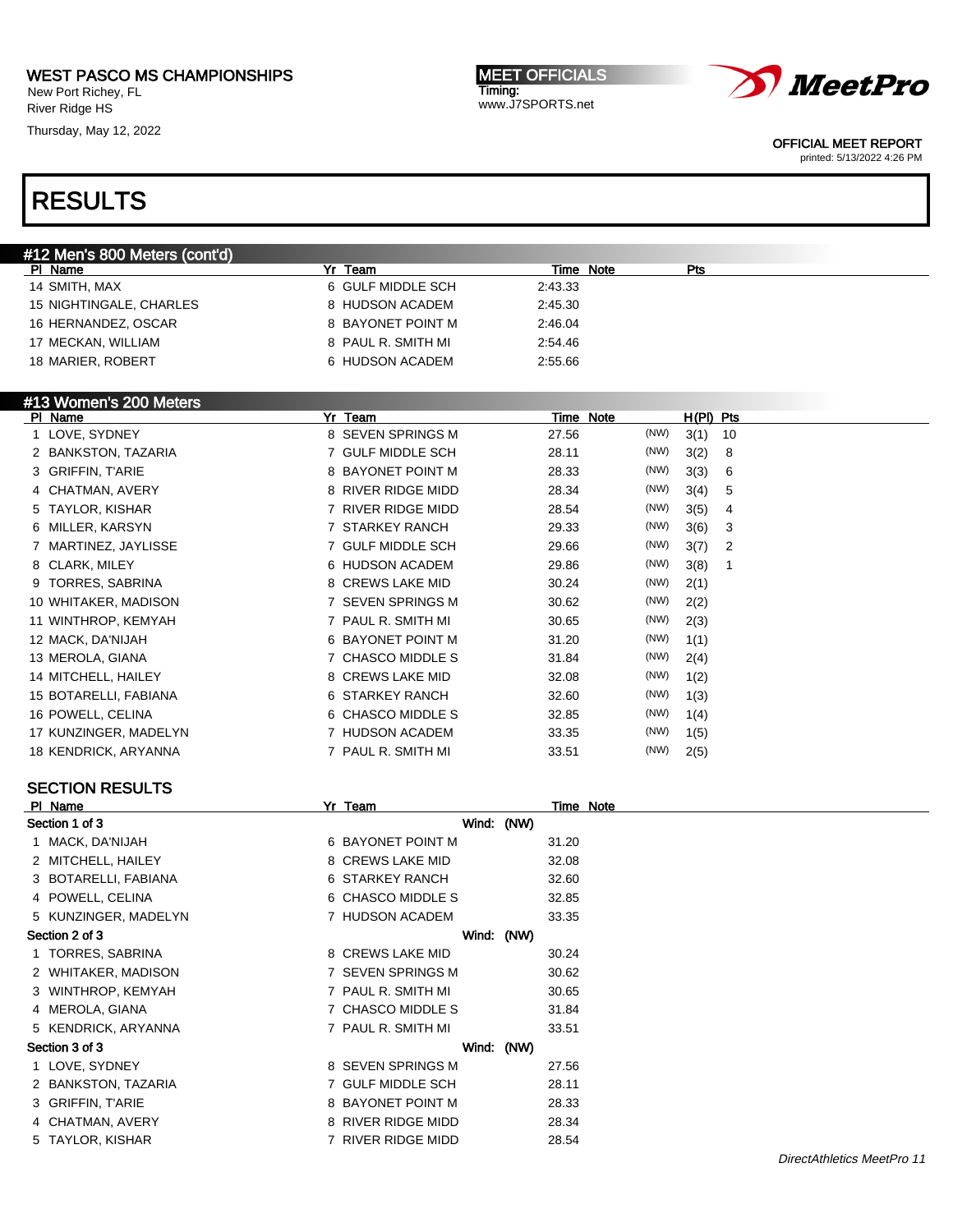WEST PASCO MS CHAMPIONSHIPS
New Port Richey, FL
River Ridge HS
Thursday, May 12, 2022

MEET OFFICIALS
Timing:
www.J7SPORTS.net

OFFICIAL MEET REPORT
printed: 5/13/2022 4:26 PM

# RESULTS

## #12 Men's 800 Meters (cont'd)

| Pl | Name | Yr | Team | Time | Note | Pts |
|---|---|---|---|---|---|---|
| 14 | SMITH, MAX | 6 | GULF MIDDLE SCH | 2:43.33 | | |
| 15 | NIGHTINGALE, CHARLES | 8 | HUDSON ACADEM | 2:45.30 | | |
| 16 | HERNANDEZ, OSCAR | 8 | BAYONET POINT M | 2:46.04 | | |
| 17 | MECKAN, WILLIAM | 8 | PAUL R. SMITH MI | 2:54.46 | | |
| 18 | MARIER, ROBERT | 6 | HUDSON ACADEM | 2:55.66 | | |

## #13 Women's 200 Meters

| Pl | Name | Yr | Team | Time | Note | | H(Pl) | Pts |
|---|---|---|---|---|---|---|---|---|
| 1 | LOVE, SYDNEY | 8 | SEVEN SPRINGS M | 27.56 | | (NW) | 3(1) | 10 |
| 2 | BANKSTON, TAZARIA | 7 | GULF MIDDLE SCH | 28.11 | | (NW) | 3(2) | 8 |
| 3 | GRIFFIN, T'ARIE | 8 | BAYONET POINT M | 28.33 | | (NW) | 3(3) | 6 |
| 4 | CHATMAN, AVERY | 8 | RIVER RIDGE MIDD | 28.34 | | (NW) | 3(4) | 5 |
| 5 | TAYLOR, KISHAR | 7 | RIVER RIDGE MIDD | 28.54 | | (NW) | 3(5) | 4 |
| 6 | MILLER, KARSYN | 7 | STARKEY RANCH | 29.33 | | (NW) | 3(6) | 3 |
| 7 | MARTINEZ, JAYLISSE | 7 | GULF MIDDLE SCH | 29.66 | | (NW) | 3(7) | 2 |
| 8 | CLARK, MILEY | 6 | HUDSON ACADEM | 29.86 | | (NW) | 3(8) | 1 |
| 9 | TORRES, SABRINA | 8 | CREWS LAKE MID | 30.24 | | (NW) | 2(1) | |
| 10 | WHITAKER, MADISON | 7 | SEVEN SPRINGS M | 30.62 | | (NW) | 2(2) | |
| 11 | WINTHROP, KEMYAH | 7 | PAUL R. SMITH MI | 30.65 | | (NW) | 2(3) | |
| 12 | MACK, DA'NIJAH | 6 | BAYONET POINT M | 31.20 | | (NW) | 1(1) | |
| 13 | MEROLA, GIANA | 7 | CHASCO MIDDLE S | 31.84 | | (NW) | 2(4) | |
| 14 | MITCHELL, HAILEY | 8 | CREWS LAKE MID | 32.08 | | (NW) | 1(2) | |
| 15 | BOTARELLI, FABIANA | 6 | STARKEY RANCH | 32.60 | | (NW) | 1(3) | |
| 16 | POWELL, CELINA | 6 | CHASCO MIDDLE S | 32.85 | | (NW) | 1(4) | |
| 17 | KUNZINGER, MADELYN | 7 | HUDSON ACADEM | 33.35 | | (NW) | 1(5) | |
| 18 | KENDRICK, ARYANNA | 7 | PAUL R. SMITH MI | 33.51 | | (NW) | 2(5) | |

### SECTION RESULTS

| Pl | Name | Yr | Team | Time | Note |
|---|---|---|---|---|---|
| **Section 1 of 3** | | | Wind: (NW) | | |
| 1 | MACK, DA'NIJAH | 6 | BAYONET POINT M | 31.20 | |
| 2 | MITCHELL, HAILEY | 8 | CREWS LAKE MID | 32.08 | |
| 3 | BOTARELLI, FABIANA | 6 | STARKEY RANCH | 32.60 | |
| 4 | POWELL, CELINA | 6 | CHASCO MIDDLE S | 32.85 | |
| 5 | KUNZINGER, MADELYN | 7 | HUDSON ACADEM | 33.35 | |
| **Section 2 of 3** | | | Wind: (NW) | | |
| 1 | TORRES, SABRINA | 8 | CREWS LAKE MID | 30.24 | |
| 2 | WHITAKER, MADISON | 7 | SEVEN SPRINGS M | 30.62 | |
| 3 | WINTHROP, KEMYAH | 7 | PAUL R. SMITH MI | 30.65 | |
| 4 | MEROLA, GIANA | 7 | CHASCO MIDDLE S | 31.84 | |
| 5 | KENDRICK, ARYANNA | 7 | PAUL R. SMITH MI | 33.51 | |
| **Section 3 of 3** | | | Wind: (NW) | | |
| 1 | LOVE, SYDNEY | 8 | SEVEN SPRINGS M | 27.56 | |
| 2 | BANKSTON, TAZARIA | 7 | GULF MIDDLE SCH | 28.11 | |
| 3 | GRIFFIN, T'ARIE | 8 | BAYONET POINT M | 28.33 | |
| 4 | CHATMAN, AVERY | 8 | RIVER RIDGE MIDD | 28.34 | |
| 5 | TAYLOR, KISHAR | 7 | RIVER RIDGE MIDD | 28.54 | |

*DirectAthletics MeetPro 11*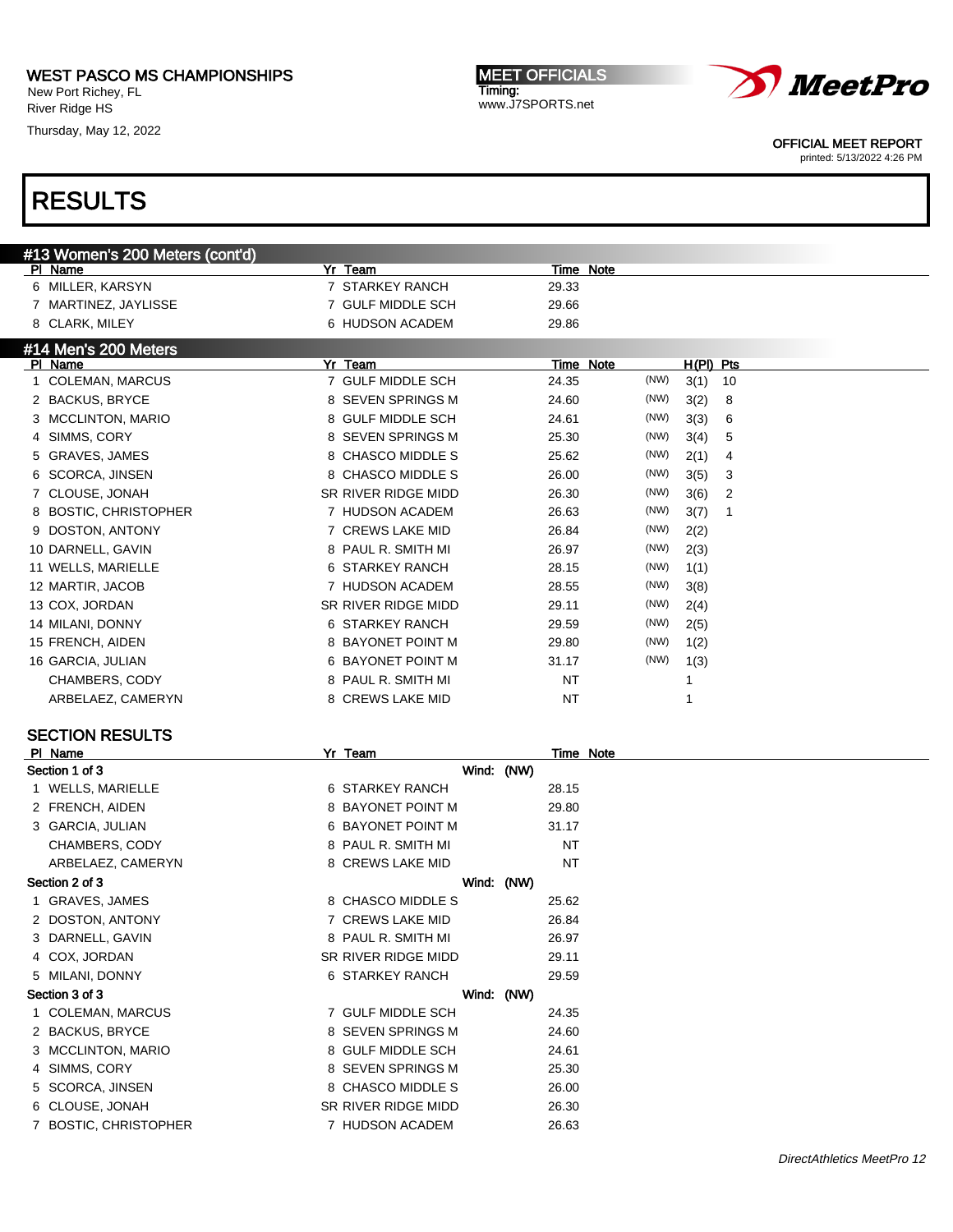WEST PASCO MS CHAMPIONSHIPS
New Port Richey, FL
River Ridge HS
Thursday, May 12, 2022

MEET OFFICIALS
Timing:
www.J7SPORTS.net

OFFICIAL MEET REPORT
printed: 5/13/2022 4:26 PM

# RESULTS

## #13 Women's 200 Meters (cont'd)

| Pl | Name | Yr | Team | Time | Note |
|---|---|---|---|---|---|
| 6 | MILLER, KARSYN | 7 | STARKEY RANCH | 29.33 | |
| 7 | MARTINEZ, JAYLISSE | 7 | GULF MIDDLE SCH | 29.66 | |
| 8 | CLARK, MILEY | 6 | HUDSON ACADEM | 29.86 | |

## #14 Men's 200 Meters

| Pl | Name | Yr | Team | Time | Note | | H(Pl) | Pts |
|---|---|---|---|---|---|---|---|---|
| 1 | COLEMAN, MARCUS | 7 | GULF MIDDLE SCH | 24.35 | | (NW) | 3(1) | 10 |
| 2 | BACKUS, BRYCE | 8 | SEVEN SPRINGS M | 24.60 | | (NW) | 3(2) | 8 |
| 3 | MCCLINTON, MARIO | 8 | GULF MIDDLE SCH | 24.61 | | (NW) | 3(3) | 6 |
| 4 | SIMMS, CORY | 8 | SEVEN SPRINGS M | 25.30 | | (NW) | 3(4) | 5 |
| 5 | GRAVES, JAMES | 8 | CHASCO MIDDLE S | 25.62 | | (NW) | 2(1) | 4 |
| 6 | SCORCA, JINSEN | 8 | CHASCO MIDDLE S | 26.00 | | (NW) | 3(5) | 3 |
| 7 | CLOUSE, JONAH | SR | RIVER RIDGE MIDD | 26.30 | | (NW) | 3(6) | 2 |
| 8 | BOSTIC, CHRISTOPHER | 7 | HUDSON ACADEM | 26.63 | | (NW) | 3(7) | 1 |
| 9 | DOSTON, ANTONY | 7 | CREWS LAKE MID | 26.84 | | (NW) | 2(2) | |
| 10 | DARNELL, GAVIN | 8 | PAUL R. SMITH MI | 26.97 | | (NW) | 2(3) | |
| 11 | WELLS, MARIELLE | 6 | STARKEY RANCH | 28.15 | | (NW) | 1(1) | |
| 12 | MARTIR, JACOB | 7 | HUDSON ACADEM | 28.55 | | (NW) | 3(8) | |
| 13 | COX, JORDAN | SR | RIVER RIDGE MIDD | 29.11 | | (NW) | 2(4) | |
| 14 | MILANI, DONNY | 6 | STARKEY RANCH | 29.59 | | (NW) | 2(5) | |
| 15 | FRENCH, AIDEN | 8 | BAYONET POINT M | 29.80 | | (NW) | 1(2) | |
| 16 | GARCIA, JULIAN | 6 | BAYONET POINT M | 31.17 | | (NW) | 1(3) | |
| | CHAMBERS, CODY | 8 | PAUL R. SMITH MI | NT | | | 1 | |
| | ARBELAEZ, CAMERYN | 8 | CREWS LAKE MID | NT | | | 1 | |

### SECTION RESULTS

| Pl | Name | Yr | Team | Time | Note |
|---|---|---|---|---|---|
| **Section 1 of 3** | | | Wind: (NW) | | |
| 1 | WELLS, MARIELLE | 6 | STARKEY RANCH | 28.15 | |
| 2 | FRENCH, AIDEN | 8 | BAYONET POINT M | 29.80 | |
| 3 | GARCIA, JULIAN | 6 | BAYONET POINT M | 31.17 | |
| | CHAMBERS, CODY | 8 | PAUL R. SMITH MI | NT | |
| | ARBELAEZ, CAMERYN | 8 | CREWS LAKE MID | NT | |
| **Section 2 of 3** | | | Wind: (NW) | | |
| 1 | GRAVES, JAMES | 8 | CHASCO MIDDLE S | 25.62 | |
| 2 | DOSTON, ANTONY | 7 | CREWS LAKE MID | 26.84 | |
| 3 | DARNELL, GAVIN | 8 | PAUL R. SMITH MI | 26.97 | |
| 4 | COX, JORDAN | SR | RIVER RIDGE MIDD | 29.11 | |
| 5 | MILANI, DONNY | 6 | STARKEY RANCH | 29.59 | |
| **Section 3 of 3** | | | Wind: (NW) | | |
| 1 | COLEMAN, MARCUS | 7 | GULF MIDDLE SCH | 24.35 | |
| 2 | BACKUS, BRYCE | 8 | SEVEN SPRINGS M | 24.60 | |
| 3 | MCCLINTON, MARIO | 8 | GULF MIDDLE SCH | 24.61 | |
| 4 | SIMMS, CORY | 8 | SEVEN SPRINGS M | 25.30 | |
| 5 | SCORCA, JINSEN | 8 | CHASCO MIDDLE S | 26.00 | |
| 6 | CLOUSE, JONAH | SR | RIVER RIDGE MIDD | 26.30 | |
| 7 | BOSTIC, CHRISTOPHER | 7 | HUDSON ACADEM | 26.63 | |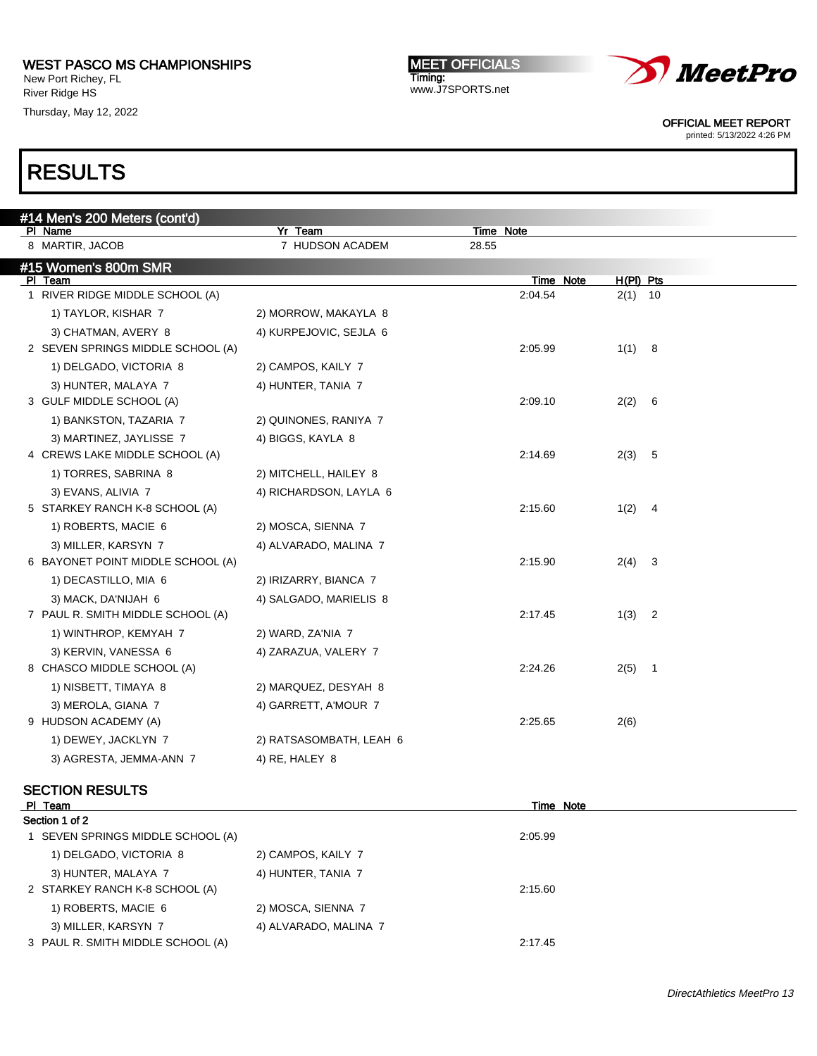# RESULTS

## #14 Men's 200 Meters (cont'd)

| Pl | Name | Yr | Team | Time | Note |
|---|---|---|---|---|---|
| 8 | MARTIR, JACOB | 7 | HUDSON ACADEM | 28.55 | |

## #15 Women's 800m SMR

| Pl | Team | | Time | Note | H(Pl) | Pts |
|---|---|---|---|---|---|---|
| 1 | RIVER RIDGE MIDDLE SCHOOL (A) | | 2:04.54 | | 2(1) | 10 |
| | 1) TAYLOR, KISHAR 7 | 2) MORROW, MAKAYLA 8 | | | | |
| | 3) CHATMAN, AVERY 8 | 4) KURPEJOVIC, SEJLA 6 | | | | |
| 2 | SEVEN SPRINGS MIDDLE SCHOOL (A) | | 2:05.99 | | 1(1) | 8 |
| | 1) DELGADO, VICTORIA 8 | 2) CAMPOS, KAILY 7 | | | | |
| | 3) HUNTER, MALAYA 7 | 4) HUNTER, TANIA 7 | | | | |
| 3 | GULF MIDDLE SCHOOL (A) | | 2:09.10 | | 2(2) | 6 |
| | 1) BANKSTON, TAZARIA 7 | 2) QUINONES, RANIYA 7 | | | | |
| | 3) MARTINEZ, JAYLISSE 7 | 4) BIGGS, KAYLA 8 | | | | |
| 4 | CREWS LAKE MIDDLE SCHOOL (A) | | 2:14.69 | | 2(3) | 5 |
| | 1) TORRES, SABRINA 8 | 2) MITCHELL, HAILEY 8 | | | | |
| | 3) EVANS, ALIVIA 7 | 4) RICHARDSON, LAYLA 6 | | | | |
| 5 | STARKEY RANCH K-8 SCHOOL (A) | | 2:15.60 | | 1(2) | 4 |
| | 1) ROBERTS, MACIE 6 | 2) MOSCA, SIENNA 7 | | | | |
| | 3) MILLER, KARSYN 7 | 4) ALVARADO, MALINA 7 | | | | |
| 6 | BAYONET POINT MIDDLE SCHOOL (A) | | 2:15.90 | | 2(4) | 3 |
| | 1) DECASTILLO, MIA 6 | 2) IRIZARRY, BIANCA 7 | | | | |
| | 3) MACK, DA'NIJAH 6 | 4) SALGADO, MARIELIS 8 | | | | |
| 7 | PAUL R. SMITH MIDDLE SCHOOL (A) | | 2:17.45 | | 1(3) | 2 |
| | 1) WINTHROP, KEMYAH 7 | 2) WARD, ZA'NIA 7 | | | | |
| | 3) KERVIN, VANESSA 6 | 4) ZARAZUA, VALERY 7 | | | | |
| 8 | CHASCO MIDDLE SCHOOL (A) | | 2:24.26 | | 2(5) | 1 |
| | 1) NISBETT, TIMAYA 8 | 2) MARQUEZ, DESYAH 8 | | | | |
| | 3) MEROLA, GIANA 7 | 4) GARRETT, A'MOUR 7 | | | | |
| 9 | HUDSON ACADEMY (A) | | 2:25.65 | | 2(6) | |
| | 1) DEWEY, JACKLYN 7 | 2) RATSASOMBATH, LEAH 6 | | | | |
| | 3) AGRESTA, JEMMA-ANN 7 | 4) RE, HALEY 8 | | | | |

### SECTION RESULTS

| Pl | Team | | Time | Note |
|---|---|---|---|---|
| **Section 1 of 2** | | | | |
| 1 | SEVEN SPRINGS MIDDLE SCHOOL (A) | | 2:05.99 | |
| | 1) DELGADO, VICTORIA 8 | 2) CAMPOS, KAILY 7 | | |
| | 3) HUNTER, MALAYA 7 | 4) HUNTER, TANIA 7 | | |
| 2 | STARKEY RANCH K-8 SCHOOL (A) | | 2:15.60 | |
| | 1) ROBERTS, MACIE 6 | 2) MOSCA, SIENNA 7 | | |
| | 3) MILLER, KARSYN 7 | 4) ALVARADO, MALINA 7 | | |
| 3 | PAUL R. SMITH MIDDLE SCHOOL (A) | | 2:17.45 | |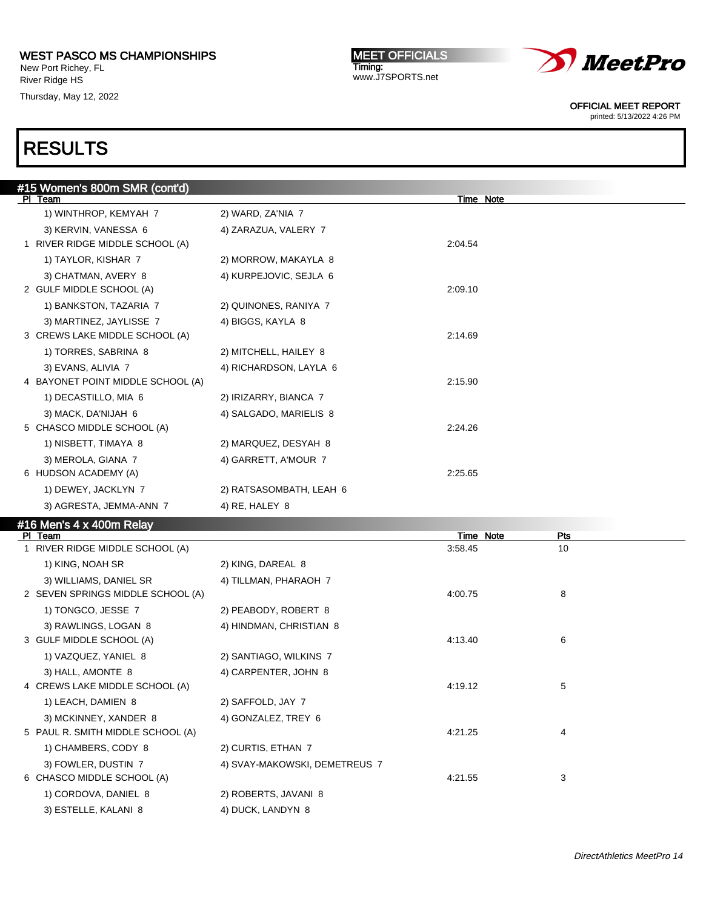WEST PASCO MS CHAMPIONSHIPS
New Port Richey, FL
River Ridge HS
Thursday, May 12, 2022

MEET OFFICIALS
Timing:
www.J7SPORTS.net

OFFICIAL MEET REPORT
printed: 5/13/2022 4:26 PM

# RESULTS

## #15 Women's 800m SMR (cont'd)

| Pl | Team | | Time | Note |
|---|---|---|---|---|
| | 1) WINTHROP, KEMYAH 7 | 2) WARD, ZA'NIA 7 | | |
| | 3) KERVIN, VANESSA 6 | 4) ZARAZUA, VALERY 7 | | |
| 1 | RIVER RIDGE MIDDLE SCHOOL (A) | | 2:04.54 | |
| | 1) TAYLOR, KISHAR 7 | 2) MORROW, MAKAYLA 8 | | |
| | 3) CHATMAN, AVERY 8 | 4) KURPEJOVIC, SEJLA 6 | | |
| 2 | GULF MIDDLE SCHOOL (A) | | 2:09.10 | |
| | 1) BANKSTON, TAZARIA 7 | 2) QUINONES, RANIYA 7 | | |
| | 3) MARTINEZ, JAYLISSE 7 | 4) BIGGS, KAYLA 8 | | |
| 3 | CREWS LAKE MIDDLE SCHOOL (A) | | 2:14.69 | |
| | 1) TORRES, SABRINA 8 | 2) MITCHELL, HAILEY 8 | | |
| | 3) EVANS, ALIVIA 7 | 4) RICHARDSON, LAYLA 6 | | |
| 4 | BAYONET POINT MIDDLE SCHOOL (A) | | 2:15.90 | |
| | 1) DECASTILLO, MIA 6 | 2) IRIZARRY, BIANCA 7 | | |
| | 3) MACK, DA'NIJAH 6 | 4) SALGADO, MARIELIS 8 | | |
| 5 | CHASCO MIDDLE SCHOOL (A) | | 2:24.26 | |
| | 1) NISBETT, TIMAYA 8 | 2) MARQUEZ, DESYAH 8 | | |
| | 3) MEROLA, GIANA 7 | 4) GARRETT, A'MOUR 7 | | |
| 6 | HUDSON ACADEMY (A) | | 2:25.65 | |
| | 1) DEWEY, JACKLYN 7 | 2) RATSASOMBATH, LEAH 6 | | |
| | 3) AGRESTA, JEMMA-ANN 7 | 4) RE, HALEY 8 | | |

## #16 Men's 4 x 400m Relay

| Pl | Team | | Time | Note | Pts |
|---|---|---|---|---|---|
| 1 | RIVER RIDGE MIDDLE SCHOOL (A) | | 3:58.45 | | 10 |
| | 1) KING, NOAH SR | 2) KING, DAREAL 8 | | | |
| | 3) WILLIAMS, DANIEL SR | 4) TILLMAN, PHARAOH 7 | | | |
| 2 | SEVEN SPRINGS MIDDLE SCHOOL (A) | | 4:00.75 | | 8 |
| | 1) TONGCO, JESSE 7 | 2) PEABODY, ROBERT 8 | | | |
| | 3) RAWLINGS, LOGAN 8 | 4) HINDMAN, CHRISTIAN 8 | | | |
| 3 | GULF MIDDLE SCHOOL (A) | | 4:13.40 | | 6 |
| | 1) VAZQUEZ, YANIEL 8 | 2) SANTIAGO, WILKINS 7 | | | |
| | 3) HALL, AMONTE 8 | 4) CARPENTER, JOHN 8 | | | |
| 4 | CREWS LAKE MIDDLE SCHOOL (A) | | 4:19.12 | | 5 |
| | 1) LEACH, DAMIEN 8 | 2) SAFFOLD, JAY 7 | | | |
| | 3) MCKINNEY, XANDER 8 | 4) GONZALEZ, TREY 6 | | | |
| 5 | PAUL R. SMITH MIDDLE SCHOOL (A) | | 4:21.25 | | 4 |
| | 1) CHAMBERS, CODY 8 | 2) CURTIS, ETHAN 7 | | | |
| | 3) FOWLER, DUSTIN 7 | 4) SVAY-MAKOWSKI, DEMETREUS 7 | | | |
| 6 | CHASCO MIDDLE SCHOOL (A) | | 4:21.55 | | 3 |
| | 1) CORDOVA, DANIEL 8 | 2) ROBERTS, JAVANI 8 | | | |
| | 3) ESTELLE, KALANI 8 | 4) DUCK, LANDYN 8 | | | |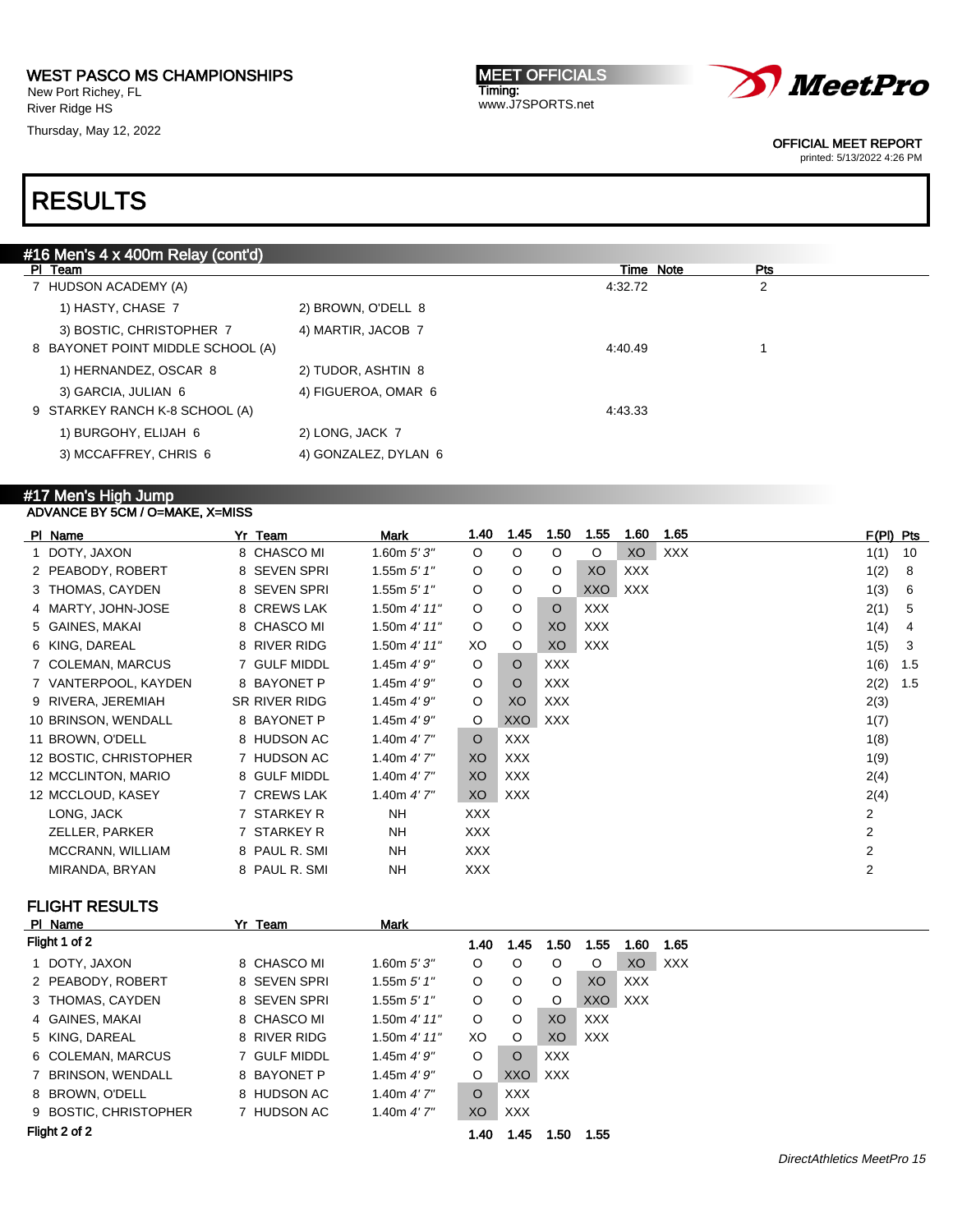WEST PASCO MS CHAMPIONSHIPS
New Port Richey, FL
River Ridge HS
Thursday, May 12, 2022

MEET OFFICIALS
Timing:
www.J7SPORTS.net

OFFICIAL MEET REPORT
printed: 5/13/2022 4:26 PM

# RESULTS

## #16 Men's 4 x 400m Relay (cont'd)

| Pl | Team | | Time | Note | Pts |
|---|---|---|---|---|---|
| 7 | HUDSON ACADEMY (A) | | 4:32.72 | | 2 |
| | 1) HASTY, CHASE 7 | 2) BROWN, O'DELL 8 | | | |
| | 3) BOSTIC, CHRISTOPHER 7 | 4) MARTIR, JACOB 7 | | | |
| 8 | BAYONET POINT MIDDLE SCHOOL (A) | | 4:40.49 | | 1 |
| | 1) HERNANDEZ, OSCAR 8 | 2) TUDOR, ASHTIN 8 | | | |
| | 3) GARCIA, JULIAN 6 | 4) FIGUEROA, OMAR 6 | | | |
| 9 | STARKEY RANCH K-8 SCHOOL (A) | | 4:43.33 | | |
| | 1) BURGOHY, ELIJAH 6 | 2) LONG, JACK 7 | | | |
| | 3) MCCAFFREY, CHRIS 6 | 4) GONZALEZ, DYLAN 6 | | | |

## #17 Men's High Jump

ADVANCE BY 5CM / O=MAKE, X=MISS

| Pl | Name | Yr | Team | Mark | 1.40 | 1.45 | 1.50 | 1.55 | 1.60 | 1.65 | F(Pl) | Pts |
|---|---|---|---|---|---|---|---|---|---|---|---|---|
| 1 | DOTY, JAXON | 8 | CHASCO MI | 1.60m *5' 3"* | O | O | O | O | XO | XXX | 1(1) | 10 |
| 2 | PEABODY, ROBERT | 8 | SEVEN SPRI | 1.55m *5' 1"* | O | O | O | XO | XXX | | 1(2) | 8 |
| 3 | THOMAS, CAYDEN | 8 | SEVEN SPRI | 1.55m *5' 1"* | O | O | O | XXO | XXX | | 1(3) | 6 |
| 4 | MARTY, JOHN-JOSE | 8 | CREWS LAK | 1.50m *4' 11"* | O | O | O | XXX | | | 2(1) | 5 |
| 5 | GAINES, MAKAI | 8 | CHASCO MI | 1.50m *4' 11"* | O | O | XO | XXX | | | 1(4) | 4 |
| 6 | KING, DAREAL | 8 | RIVER RIDG | 1.50m *4' 11"* | XO | O | XO | XXX | | | 1(5) | 3 |
| 7 | COLEMAN, MARCUS | 7 | GULF MIDDL | 1.45m *4' 9"* | O | O | XXX | | | | 1(6) | 1.5 |
| 7 | VANTERPOOL, KAYDEN | 8 | BAYONET P | 1.45m *4' 9"* | O | O | XXX | | | | 2(2) | 1.5 |
| 9 | RIVERA, JEREMIAH | SR | RIVER RIDG | 1.45m *4' 9"* | O | XO | XXX | | | | 2(3) | |
| 10 | BRINSON, WENDALL | 8 | BAYONET P | 1.45m *4' 9"* | O | XXO | XXX | | | | 1(7) | |
| 11 | BROWN, O'DELL | 8 | HUDSON AC | 1.40m *4' 7"* | O | XXX | | | | | 1(8) | |
| 12 | BOSTIC, CHRISTOPHER | 7 | HUDSON AC | 1.40m *4' 7"* | XO | XXX | | | | | 1(9) | |
| 12 | MCCLINTON, MARIO | 8 | GULF MIDDL | 1.40m *4' 7"* | XO | XXX | | | | | 2(4) | |
| 12 | MCCLOUD, KASEY | 7 | CREWS LAK | 1.40m *4' 7"* | XO | XXX | | | | | 2(4) | |
| | LONG, JACK | 7 | STARKEY R | NH | XXX | | | | | | 2 | |
| | ZELLER, PARKER | 7 | STARKEY R | NH | XXX | | | | | | 2 | |
| | MCCRANN, WILLIAM | 8 | PAUL R. SMI | NH | XXX | | | | | | 2 | |
| | MIRANDA, BRYAN | 8 | PAUL R. SMI | NH | XXX | | | | | | 2 | |

### FLIGHT RESULTS

**Flight 1 of 2**

| Pl | Name | Yr | Team | Mark | 1.40 | 1.45 | 1.50 | 1.55 | 1.60 | 1.65 |
|---|---|---|---|---|---|---|---|---|---|---|
| 1 | DOTY, JAXON | 8 | CHASCO MI | 1.60m *5' 3"* | O | O | O | O | XO | XXX |
| 2 | PEABODY, ROBERT | 8 | SEVEN SPRI | 1.55m *5' 1"* | O | O | O | XO | XXX | |
| 3 | THOMAS, CAYDEN | 8 | SEVEN SPRI | 1.55m *5' 1"* | O | O | O | XXO | XXX | |
| 4 | GAINES, MAKAI | 8 | CHASCO MI | 1.50m *4' 11"* | O | O | XO | XXX | | |
| 5 | KING, DAREAL | 8 | RIVER RIDG | 1.50m *4' 11"* | XO | O | XO | XXX | | |
| 6 | COLEMAN, MARCUS | 7 | GULF MIDDL | 1.45m *4' 9"* | O | O | XXX | | | |
| 7 | BRINSON, WENDALL | 8 | BAYONET P | 1.45m *4' 9"* | O | XXO | XXX | | | |
| 8 | BROWN, O'DELL | 8 | HUDSON AC | 1.40m *4' 7"* | O | XXX | | | | |
| 9 | BOSTIC, CHRISTOPHER | 7 | HUDSON AC | 1.40m *4' 7"* | XO | XXX | | | | |

**Flight 2 of 2**

| | | | | | 1.40 | 1.45 | 1.50 | 1.55 |
|---|---|---|---|---|---|---|---|---|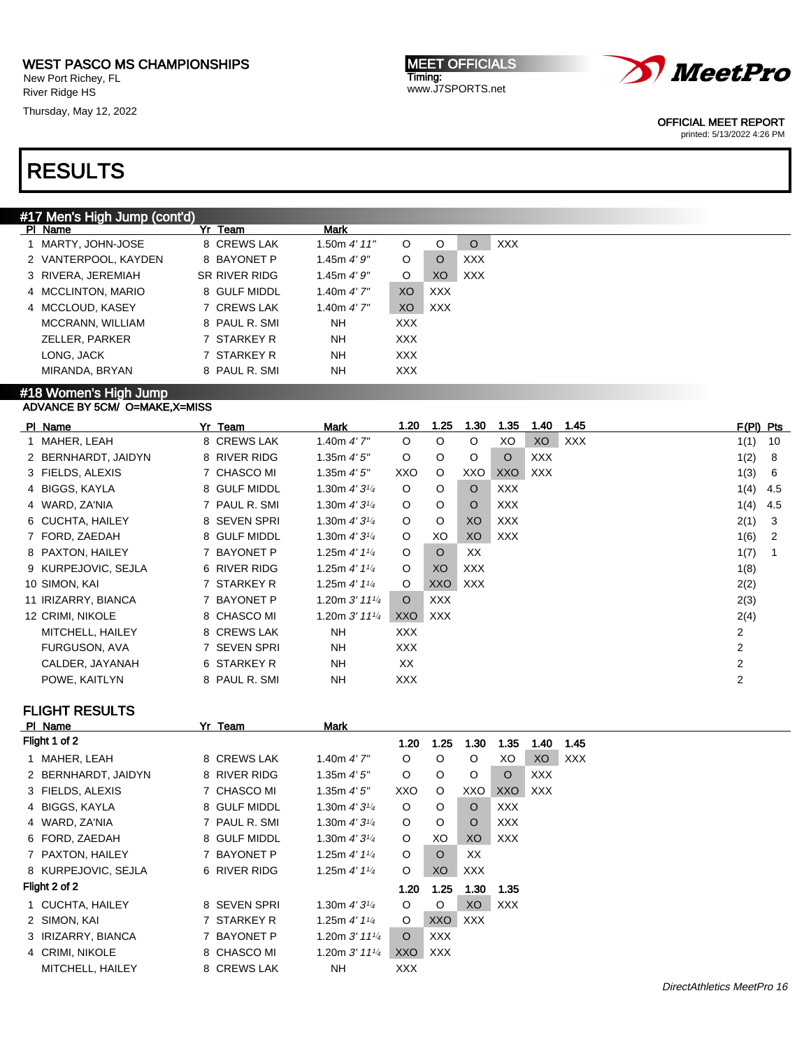WEST PASCO MS CHAMPIONSHIPS
New Port Richey, FL
River Ridge HS
Thursday, May 12, 2022

MEET OFFICIALS
Timing:
www.J7SPORTS.net

OFFICIAL MEET REPORT
printed: 5/13/2022 4:26 PM

# RESULTS

## #17 Men's High Jump (cont'd)

| Pl | Name | Yr | Team | Mark | | | | |
|---|---|---|---|---|---|---|---|---|
| 1 | MARTY, JOHN-JOSE | 8 | CREWS LAK | 1.50m *4' 11"* | O | O | O | XXX |
| 2 | VANTERPOOL, KAYDEN | 8 | BAYONET P | 1.45m *4' 9"* | O | O | XXX | |
| 3 | RIVERA, JEREMIAH | SR | RIVER RIDG | 1.45m *4' 9"* | O | XO | XXX | |
| 4 | MCCLINTON, MARIO | 8 | GULF MIDDL | 1.40m *4' 7"* | XO | XXX | | |
| 4 | MCCLOUD, KASEY | 7 | CREWS LAK | 1.40m *4' 7"* | XO | XXX | | |
| | MCCRANN, WILLIAM | 8 | PAUL R. SMI | NH | XXX | | | |
| | ZELLER, PARKER | 7 | STARKEY R | NH | XXX | | | |
| | LONG, JACK | 7 | STARKEY R | NH | XXX | | | |
| | MIRANDA, BRYAN | 8 | PAUL R. SMI | NH | XXX | | | |

## #18 Women's High Jump

ADVANCE BY 5CM/ O=MAKE,X=MISS

| Pl | Name | Yr | Team | Mark | 1.20 | 1.25 | 1.30 | 1.35 | 1.40 | 1.45 | F(Pl) | Pts |
|---|---|---|---|---|---|---|---|---|---|---|---|---|
| 1 | MAHER, LEAH | 8 | CREWS LAK | 1.40m *4' 7"* | O | O | O | XO | XO | XXX | 1(1) | 10 |
| 2 | BERNHARDT, JAIDYN | 8 | RIVER RIDG | 1.35m *4' 5"* | O | O | O | O | XXX | | 1(2) | 8 |
| 3 | FIELDS, ALEXIS | 7 | CHASCO MI | 1.35m *4' 5"* | XXO | O | XXO | XXO | XXX | | 1(3) | 6 |
| 4 | BIGGS, KAYLA | 8 | GULF MIDDL | 1.30m *4' 3¼* | O | O | O | XXX | | | 1(4) | 4.5 |
| 4 | WARD, ZA'NIA | 7 | PAUL R. SMI | 1.30m *4' 3¼* | O | O | O | XXX | | | 1(4) | 4.5 |
| 6 | CUCHTA, HAILEY | 8 | SEVEN SPRI | 1.30m *4' 3¼* | O | O | XO | XXX | | | 2(1) | 3 |
| 7 | FORD, ZAEDAH | 8 | GULF MIDDL | 1.30m *4' 3¼* | O | XO | XO | XXX | | | 1(6) | 2 |
| 8 | PAXTON, HAILEY | 7 | BAYONET P | 1.25m *4' 1¼* | O | O | XX | | | | 1(7) | 1 |
| 9 | KURPEJOVIC, SEJLA | 6 | RIVER RIDG | 1.25m *4' 1¼* | O | XO | XXX | | | | 1(8) | |
| 10 | SIMON, KAI | 7 | STARKEY R | 1.25m *4' 1¼* | O | XXO | XXX | | | | 2(2) | |
| 11 | IRIZARRY, BIANCA | 7 | BAYONET P | 1.20m *3' 11¼* | O | XXX | | | | | 2(3) | |
| 12 | CRIMI, NIKOLE | 8 | CHASCO MI | 1.20m *3' 11¼* | XXO | XXX | | | | | 2(4) | |
| | MITCHELL, HAILEY | 8 | CREWS LAK | NH | XXX | | | | | | 2 | |
| | FURGUSON, AVA | 7 | SEVEN SPRI | NH | XXX | | | | | | 2 | |
| | CALDER, JAYANAH | 6 | STARKEY R | NH | XX | | | | | | 2 | |
| | POWE, KAITLYN | 8 | PAUL R. SMI | NH | XXX | | | | | | 2 | |

### FLIGHT RESULTS

| Pl | Name | Yr | Team | Mark | | | | | | |
|---|---|---|---|---|---|---|---|---|---|---|
| **Flight 1 of 2** | | | | | **1.20** | **1.25** | **1.30** | **1.35** | **1.40** | **1.45** |
| 1 | MAHER, LEAH | 8 | CREWS LAK | 1.40m *4' 7"* | O | O | O | XO | XO | XXX |
| 2 | BERNHARDT, JAIDYN | 8 | RIVER RIDG | 1.35m *4' 5"* | O | O | O | O | XXX | |
| 3 | FIELDS, ALEXIS | 7 | CHASCO MI | 1.35m *4' 5"* | XXO | O | XXO | XXO | XXX | |
| 4 | BIGGS, KAYLA | 8 | GULF MIDDL | 1.30m *4' 3¼* | O | O | O | XXX | | |
| 4 | WARD, ZA'NIA | 7 | PAUL R. SMI | 1.30m *4' 3¼* | O | O | O | XXX | | |
| 6 | FORD, ZAEDAH | 8 | GULF MIDDL | 1.30m *4' 3¼* | O | XO | XO | XXX | | |
| 7 | PAXTON, HAILEY | 7 | BAYONET P | 1.25m *4' 1¼* | O | O | XX | | | |
| 8 | KURPEJOVIC, SEJLA | 6 | RIVER RIDG | 1.25m *4' 1¼* | O | XO | XXX | | | |
| **Flight 2 of 2** | | | | | **1.20** | **1.25** | **1.30** | **1.35** | | |
| 1 | CUCHTA, HAILEY | 8 | SEVEN SPRI | 1.30m *4' 3¼* | O | O | XO | XXX | | |
| 2 | SIMON, KAI | 7 | STARKEY R | 1.25m *4' 1¼* | O | XXO | XXX | | | |
| 3 | IRIZARRY, BIANCA | 7 | BAYONET P | 1.20m *3' 11¼* | O | XXX | | | | |
| 4 | CRIMI, NIKOLE | 8 | CHASCO MI | 1.20m *3' 11¼* | XXO | XXX | | | | |
| | MITCHELL, HAILEY | 8 | CREWS LAK | NH | XXX | | | | | |

*DirectAthletics MeetPro 16*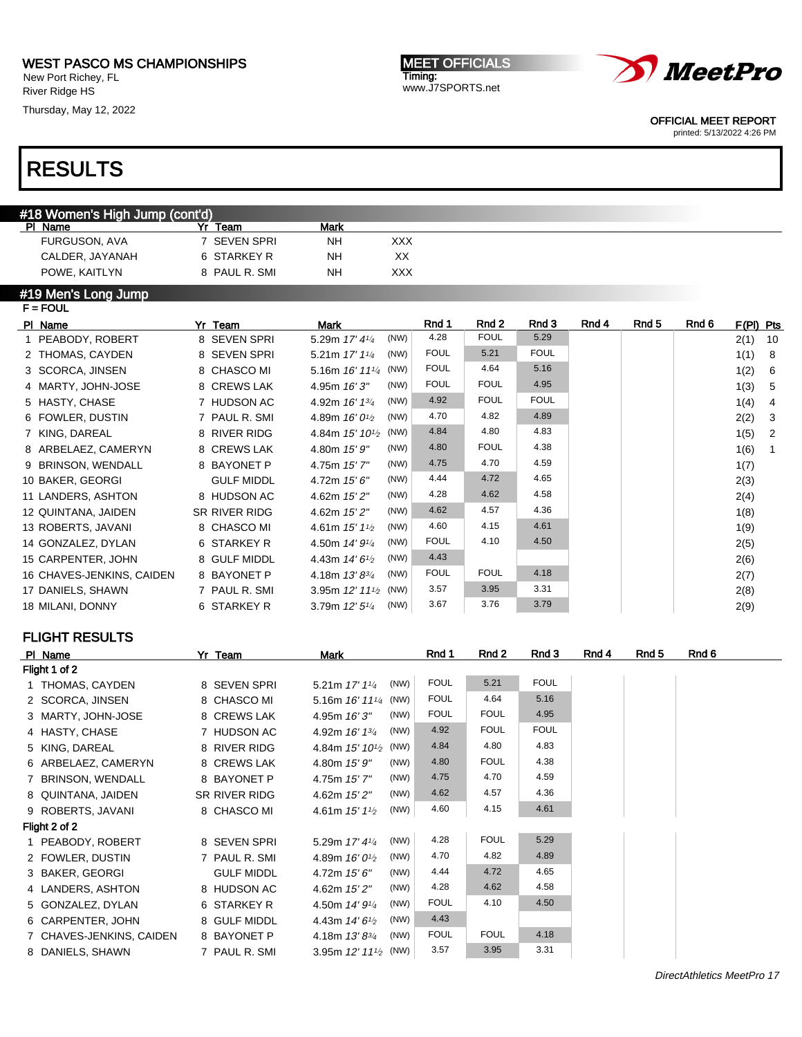WEST PASCO MS CHAMPIONSHIPS
New Port Richey, FL
River Ridge HS
Thursday, May 12, 2022

MEET OFFICIALS
Timing:
www.J7SPORTS.net

OFFICIAL MEET REPORT
printed: 5/13/2022 4:26 PM

# RESULTS

## #18 Women's High Jump (cont'd)

| Pl | Name | Yr | Team | Mark | |
|---|---|---|---|---|---|
| | FURGUSON, AVA | 7 | SEVEN SPRI | NH | XXX |
| | CALDER, JAYANAH | 6 | STARKEY R | NH | XX |
| | POWE, KAITLYN | 8 | PAUL R. SMI | NH | XXX |

## #19 Men's Long Jump

F = FOUL

| Pl | Name | Yr | Team | Mark | | Rnd 1 | Rnd 2 | Rnd 3 | Rnd 4 | Rnd 5 | Rnd 6 | F(Pl) | Pts |
|---|---|---|---|---|---|---|---|---|---|---|---|---|---|
| 1 | PEABODY, ROBERT | 8 | SEVEN SPRI | 5.29m *17' 4¼* | (NW) | 4.28 | FOUL | 5.29 | | | | 2(1) | 10 |
| 2 | THOMAS, CAYDEN | 8 | SEVEN SPRI | 5.21m *17' 1¼* | (NW) | FOUL | 5.21 | FOUL | | | | 1(1) | 8 |
| 3 | SCORCA, JINSEN | 8 | CHASCO MI | 5.16m *16' 11¼* | (NW) | FOUL | 4.64 | 5.16 | | | | 1(2) | 6 |
| 4 | MARTY, JOHN-JOSE | 8 | CREWS LAK | 4.95m *16' 3"* | (NW) | FOUL | FOUL | 4.95 | | | | 1(3) | 5 |
| 5 | HASTY, CHASE | 7 | HUDSON AC | 4.92m *16' 1¾* | (NW) | 4.92 | FOUL | FOUL | | | | 1(4) | 4 |
| 6 | FOWLER, DUSTIN | 7 | PAUL R. SMI | 4.89m *16' 0½* | (NW) | 4.70 | 4.82 | 4.89 | | | | 2(2) | 3 |
| 7 | KING, DAREAL | 8 | RIVER RIDG | 4.84m *15' 10½* | (NW) | 4.84 | 4.80 | 4.83 | | | | 1(5) | 2 |
| 8 | ARBELAEZ, CAMERYN | 8 | CREWS LAK | 4.80m *15' 9"* | (NW) | 4.80 | FOUL | 4.38 | | | | 1(6) | 1 |
| 9 | BRINSON, WENDALL | 8 | BAYONET P | 4.75m *15' 7"* | (NW) | 4.75 | 4.70 | 4.59 | | | | 1(7) | |
| 10 | BAKER, GEORGI | | GULF MIDDL | 4.72m *15' 6"* | (NW) | 4.44 | 4.72 | 4.65 | | | | 2(3) | |
| 11 | LANDERS, ASHTON | 8 | HUDSON AC | 4.62m *15' 2"* | (NW) | 4.28 | 4.62 | 4.58 | | | | 2(4) | |
| 12 | QUINTANA, JAIDEN | SR | RIVER RIDG | 4.62m *15' 2"* | (NW) | 4.62 | 4.57 | 4.36 | | | | 1(8) | |
| 13 | ROBERTS, JAVANI | 8 | CHASCO MI | 4.61m *15' 1½* | (NW) | 4.60 | 4.15 | 4.61 | | | | 1(9) | |
| 14 | GONZALEZ, DYLAN | 6 | STARKEY R | 4.50m *14' 9¼* | (NW) | FOUL | 4.10 | 4.50 | | | | 2(5) | |
| 15 | CARPENTER, JOHN | 8 | GULF MIDDL | 4.43m *14' 6½* | (NW) | 4.43 | | | | | | 2(6) | |
| 16 | CHAVES-JENKINS, CAIDEN | 8 | BAYONET P | 4.18m *13' 8¾* | (NW) | FOUL | FOUL | 4.18 | | | | 2(7) | |
| 17 | DANIELS, SHAWN | 7 | PAUL R. SMI | 3.95m *12' 11½* | (NW) | 3.57 | 3.95 | 3.31 | | | | 2(8) | |
| 18 | MILANI, DONNY | 6 | STARKEY R | 3.79m *12' 5¼* | (NW) | 3.67 | 3.76 | 3.79 | | | | 2(9) | |

### FLIGHT RESULTS

| Pl | Name | Yr | Team | Mark | | Rnd 1 | Rnd 2 | Rnd 3 | Rnd 4 | Rnd 5 | Rnd 6 |
|---|---|---|---|---|---|---|---|---|---|---|---|
| **Flight 1 of 2** | | | | | | | | | | | |
| 1 | THOMAS, CAYDEN | 8 | SEVEN SPRI | 5.21m *17' 1¼* | (NW) | FOUL | 5.21 | FOUL | | | |
| 2 | SCORCA, JINSEN | 8 | CHASCO MI | 5.16m *16' 11¼* | (NW) | FOUL | 4.64 | 5.16 | | | |
| 3 | MARTY, JOHN-JOSE | 8 | CREWS LAK | 4.95m *16' 3"* | (NW) | FOUL | FOUL | 4.95 | | | |
| 4 | HASTY, CHASE | 7 | HUDSON AC | 4.92m *16' 1¾* | (NW) | 4.92 | FOUL | FOUL | | | |
| 5 | KING, DAREAL | 8 | RIVER RIDG | 4.84m *15' 10½* | (NW) | 4.84 | 4.80 | 4.83 | | | |
| 6 | ARBELAEZ, CAMERYN | 8 | CREWS LAK | 4.80m *15' 9"* | (NW) | 4.80 | FOUL | 4.38 | | | |
| 7 | BRINSON, WENDALL | 8 | BAYONET P | 4.75m *15' 7"* | (NW) | 4.75 | 4.70 | 4.59 | | | |
| 8 | QUINTANA, JAIDEN | SR | RIVER RIDG | 4.62m *15' 2"* | (NW) | 4.62 | 4.57 | 4.36 | | | |
| 9 | ROBERTS, JAVANI | 8 | CHASCO MI | 4.61m *15' 1½* | (NW) | 4.60 | 4.15 | 4.61 | | | |
| **Flight 2 of 2** | | | | | | | | | | | |
| 1 | PEABODY, ROBERT | 8 | SEVEN SPRI | 5.29m *17' 4¼* | (NW) | 4.28 | FOUL | 5.29 | | | |
| 2 | FOWLER, DUSTIN | 7 | PAUL R. SMI | 4.89m *16' 0½* | (NW) | 4.70 | 4.82 | 4.89 | | | |
| 3 | BAKER, GEORGI | | GULF MIDDL | 4.72m *15' 6"* | (NW) | 4.44 | 4.72 | 4.65 | | | |
| 4 | LANDERS, ASHTON | 8 | HUDSON AC | 4.62m *15' 2"* | (NW) | 4.28 | 4.62 | 4.58 | | | |
| 5 | GONZALEZ, DYLAN | 6 | STARKEY R | 4.50m *14' 9¼* | (NW) | FOUL | 4.10 | 4.50 | | | |
| 6 | CARPENTER, JOHN | 8 | GULF MIDDL | 4.43m *14' 6½* | (NW) | 4.43 | | | | | |
| 7 | CHAVES-JENKINS, CAIDEN | 8 | BAYONET P | 4.18m *13' 8¾* | (NW) | FOUL | FOUL | 4.18 | | | |
| 8 | DANIELS, SHAWN | 7 | PAUL R. SMI | 3.95m *12' 11½* | (NW) | 3.57 | 3.95 | 3.31 | | | |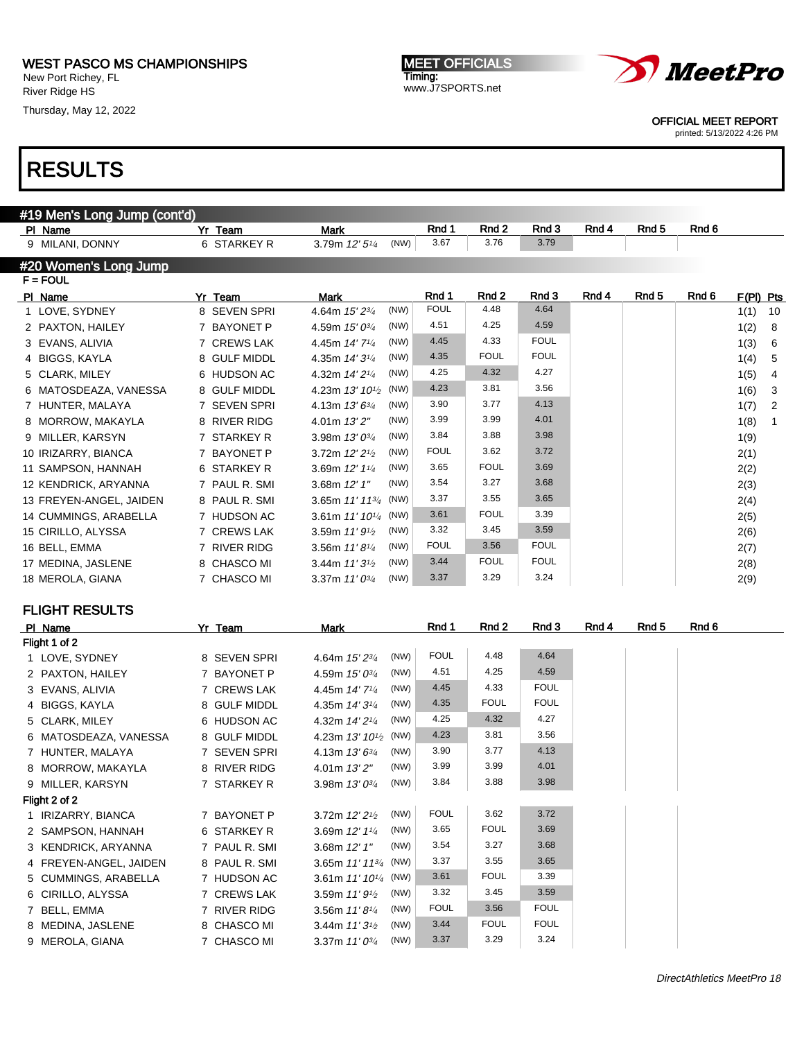WEST PASCO MS CHAMPIONSHIPS
New Port Richey, FL
River Ridge HS
Thursday, May 12, 2022

MEET OFFICIALS
Timing:
www.J7SPORTS.net

OFFICIAL MEET REPORT
printed: 5/13/2022 4:26 PM

# RESULTS

## #19 Men's Long Jump (cont'd)

| Pl | Name | Yr | Team | Mark | | Rnd 1 | Rnd 2 | Rnd 3 | Rnd 4 | Rnd 5 | Rnd 6 |
|---|---|---|---|---|---|---|---|---|---|---|---|
| 9 | MILANI, DONNY | 6 | STARKEY R | 3.79m 12' 5¼ | (NW) | 3.67 | 3.76 | 3.79 | | | |

## #20 Women's Long Jump

F = FOUL

| Pl | Name | Yr | Team | Mark | | Rnd 1 | Rnd 2 | Rnd 3 | Rnd 4 | Rnd 5 | Rnd 6 | F(Pl) | Pts |
|---|---|---|---|---|---|---|---|---|---|---|---|---|---|
| 1 | LOVE, SYDNEY | 8 | SEVEN SPRI | 4.64m 15' 2¾ | (NW) | FOUL | 4.48 | 4.64 | | | | 1(1) | 10 |
| 2 | PAXTON, HAILEY | 7 | BAYONET P | 4.59m 15' 0¾ | (NW) | 4.51 | 4.25 | 4.59 | | | | 1(2) | 8 |
| 3 | EVANS, ALIVIA | 7 | CREWS LAK | 4.45m 14' 7¼ | (NW) | 4.45 | 4.33 | FOUL | | | | 1(3) | 6 |
| 4 | BIGGS, KAYLA | 8 | GULF MIDDL | 4.35m 14' 3¼ | (NW) | 4.35 | FOUL | FOUL | | | | 1(4) | 5 |
| 5 | CLARK, MILEY | 6 | HUDSON AC | 4.32m 14' 2¼ | (NW) | 4.25 | 4.32 | 4.27 | | | | 1(5) | 4 |
| 6 | MATOSDEAZA, VANESSA | 8 | GULF MIDDL | 4.23m 13' 10½ | (NW) | 4.23 | 3.81 | 3.56 | | | | 1(6) | 3 |
| 7 | HUNTER, MALAYA | 7 | SEVEN SPRI | 4.13m 13' 6¾ | (NW) | 3.90 | 3.77 | 4.13 | | | | 1(7) | 2 |
| 8 | MORROW, MAKAYLA | 8 | RIVER RIDG | 4.01m 13' 2" | (NW) | 3.99 | 3.99 | 4.01 | | | | 1(8) | 1 |
| 9 | MILLER, KARSYN | 7 | STARKEY R | 3.98m 13' 0¾ | (NW) | 3.84 | 3.88 | 3.98 | | | | 1(9) | |
| 10 | IRIZARRY, BIANCA | 7 | BAYONET P | 3.72m 12' 2½ | (NW) | FOUL | 3.62 | 3.72 | | | | 2(1) | |
| 11 | SAMPSON, HANNAH | 6 | STARKEY R | 3.69m 12' 1¼ | (NW) | 3.65 | FOUL | 3.69 | | | | 2(2) | |
| 12 | KENDRICK, ARYANNA | 7 | PAUL R. SMI | 3.68m 12' 1" | (NW) | 3.54 | 3.27 | 3.68 | | | | 2(3) | |
| 13 | FREYEN-ANGEL, JAIDEN | 8 | PAUL R. SMI | 3.65m 11' 11¾ | (NW) | 3.37 | 3.55 | 3.65 | | | | 2(4) | |
| 14 | CUMMINGS, ARABELLA | 7 | HUDSON AC | 3.61m 11' 10¼ | (NW) | 3.61 | FOUL | 3.39 | | | | 2(5) | |
| 15 | CIRILLO, ALYSSA | 7 | CREWS LAK | 3.59m 11' 9½ | (NW) | 3.32 | 3.45 | 3.59 | | | | 2(6) | |
| 16 | BELL, EMMA | 7 | RIVER RIDG | 3.56m 11' 8¼ | (NW) | FOUL | 3.56 | FOUL | | | | 2(7) | |
| 17 | MEDINA, JASLENE | 8 | CHASCO MI | 3.44m 11' 3½ | (NW) | 3.44 | FOUL | FOUL | | | | 2(8) | |
| 18 | MEROLA, GIANA | 7 | CHASCO MI | 3.37m 11' 0¾ | (NW) | 3.37 | 3.29 | 3.24 | | | | 2(9) | |

### FLIGHT RESULTS

| Pl | Name | Yr | Team | Mark | | Rnd 1 | Rnd 2 | Rnd 3 | Rnd 4 | Rnd 5 | Rnd 6 |
|---|---|---|---|---|---|---|---|---|---|---|---|
| **Flight 1 of 2** | | | | | | | | | | | |
| 1 | LOVE, SYDNEY | 8 | SEVEN SPRI | 4.64m 15' 2¾ | (NW) | FOUL | 4.48 | 4.64 | | | |
| 2 | PAXTON, HAILEY | 7 | BAYONET P | 4.59m 15' 0¾ | (NW) | 4.51 | 4.25 | 4.59 | | | |
| 3 | EVANS, ALIVIA | 7 | CREWS LAK | 4.45m 14' 7¼ | (NW) | 4.45 | 4.33 | FOUL | | | |
| 4 | BIGGS, KAYLA | 8 | GULF MIDDL | 4.35m 14' 3¼ | (NW) | 4.35 | FOUL | FOUL | | | |
| 5 | CLARK, MILEY | 6 | HUDSON AC | 4.32m 14' 2¼ | (NW) | 4.25 | 4.32 | 4.27 | | | |
| 6 | MATOSDEAZA, VANESSA | 8 | GULF MIDDL | 4.23m 13' 10½ | (NW) | 4.23 | 3.81 | 3.56 | | | |
| 7 | HUNTER, MALAYA | 7 | SEVEN SPRI | 4.13m 13' 6¾ | (NW) | 3.90 | 3.77 | 4.13 | | | |
| 8 | MORROW, MAKAYLA | 8 | RIVER RIDG | 4.01m 13' 2" | (NW) | 3.99 | 3.99 | 4.01 | | | |
| 9 | MILLER, KARSYN | 7 | STARKEY R | 3.98m 13' 0¾ | (NW) | 3.84 | 3.88 | 3.98 | | | |
| **Flight 2 of 2** | | | | | | | | | | | |
| 1 | IRIZARRY, BIANCA | 7 | BAYONET P | 3.72m 12' 2½ | (NW) | FOUL | 3.62 | 3.72 | | | |
| 2 | SAMPSON, HANNAH | 6 | STARKEY R | 3.69m 12' 1¼ | (NW) | 3.65 | FOUL | 3.69 | | | |
| 3 | KENDRICK, ARYANNA | 7 | PAUL R. SMI | 3.68m 12' 1" | (NW) | 3.54 | 3.27 | 3.68 | | | |
| 4 | FREYEN-ANGEL, JAIDEN | 8 | PAUL R. SMI | 3.65m 11' 11¾ | (NW) | 3.37 | 3.55 | 3.65 | | | |
| 5 | CUMMINGS, ARABELLA | 7 | HUDSON AC | 3.61m 11' 10¼ | (NW) | 3.61 | FOUL | 3.39 | | | |
| 6 | CIRILLO, ALYSSA | 7 | CREWS LAK | 3.59m 11' 9½ | (NW) | 3.32 | 3.45 | 3.59 | | | |
| 7 | BELL, EMMA | 7 | RIVER RIDG | 3.56m 11' 8¼ | (NW) | FOUL | 3.56 | FOUL | | | |
| 8 | MEDINA, JASLENE | 8 | CHASCO MI | 3.44m 11' 3½ | (NW) | 3.44 | FOUL | FOUL | | | |
| 9 | MEROLA, GIANA | 7 | CHASCO MI | 3.37m 11' 0¾ | (NW) | 3.37 | 3.29 | 3.24 | | | |

DirectAthletics MeetPro 18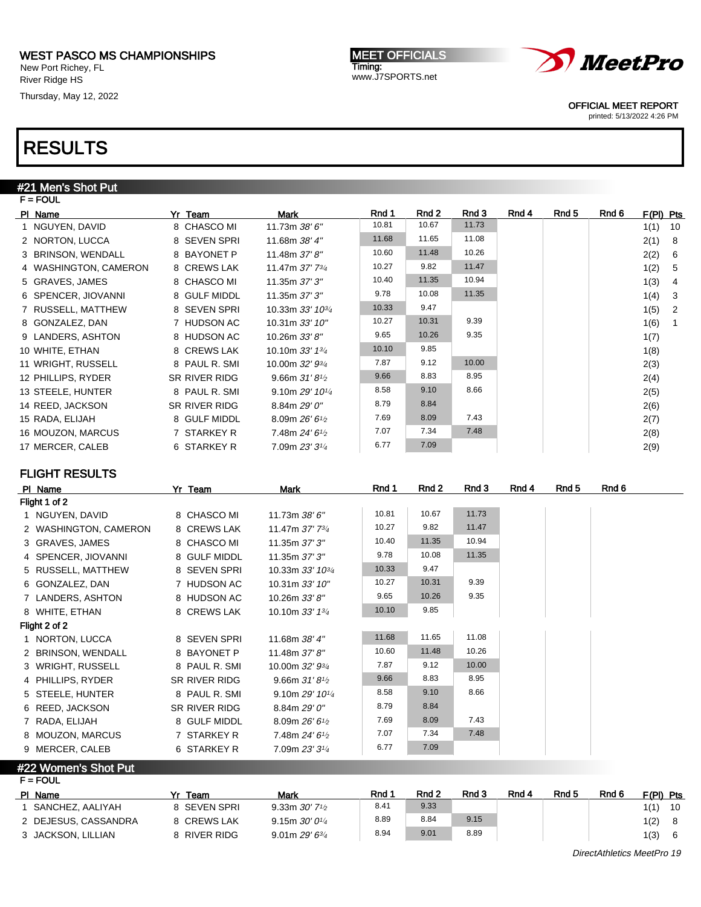WEST PASCO MS CHAMPIONSHIPS
New Port Richey, FL
River Ridge HS
Thursday, May 12, 2022

MEET OFFICIALS
Timing:
www.J7SPORTS.net

OFFICIAL MEET REPORT
printed: 5/13/2022 4:26 PM

# RESULTS

## #21 Men's Shot Put

F = FOUL

| Pl | Name | Yr | Team | Mark | Rnd 1 | Rnd 2 | Rnd 3 | Rnd 4 | Rnd 5 | Rnd 6 | F(Pl) | Pts |
|---|---|---|---|---|---|---|---|---|---|---|---|---|
| 1 | NGUYEN, DAVID | 8 | CHASCO MI | 11.73m *38' 6"* | 10.81 | 10.67 | 11.73 | | | | 1(1) | 10 |
| 2 | NORTON, LUCCA | 8 | SEVEN SPRI | 11.68m *38' 4"* | 11.68 | 11.65 | 11.08 | | | | 2(1) | 8 |
| 3 | BRINSON, WENDALL | 8 | BAYONET P | 11.48m *37' 8"* | 10.60 | 11.48 | 10.26 | | | | 2(2) | 6 |
| 4 | WASHINGTON, CAMERON | 8 | CREWS LAK | 11.47m *37' 7¾* | 10.27 | 9.82 | 11.47 | | | | 1(2) | 5 |
| 5 | GRAVES, JAMES | 8 | CHASCO MI | 11.35m *37' 3"* | 10.40 | 11.35 | 10.94 | | | | 1(3) | 4 |
| 6 | SPENCER, JIOVANNI | 8 | GULF MIDDL | 11.35m *37' 3"* | 9.78 | 10.08 | 11.35 | | | | 1(4) | 3 |
| 7 | RUSSELL, MATTHEW | 8 | SEVEN SPRI | 10.33m *33' 10¾* | 10.33 | 9.47 | | | | | 1(5) | 2 |
| 8 | GONZALEZ, DAN | 7 | HUDSON AC | 10.31m *33' 10"* | 10.27 | 10.31 | 9.39 | | | | 1(6) | 1 |
| 9 | LANDERS, ASHTON | 8 | HUDSON AC | 10.26m *33' 8"* | 9.65 | 10.26 | 9.35 | | | | 1(7) | |
| 10 | WHITE, ETHAN | 8 | CREWS LAK | 10.10m *33' 1¾* | 10.10 | 9.85 | | | | | 1(8) | |
| 11 | WRIGHT, RUSSELL | 8 | PAUL R. SMI | 10.00m *32' 9¾* | 7.87 | 9.12 | 10.00 | | | | 2(3) | |
| 12 | PHILLIPS, RYDER | SR | RIVER RIDG | 9.66m *31' 8½* | 9.66 | 8.83 | 8.95 | | | | 2(4) | |
| 13 | STEELE, HUNTER | 8 | PAUL R. SMI | 9.10m *29' 10¼* | 8.58 | 9.10 | 8.66 | | | | 2(5) | |
| 14 | REED, JACKSON | SR | RIVER RIDG | 8.84m *29' 0"* | 8.79 | 8.84 | | | | | 2(6) | |
| 15 | RADA, ELIJAH | 8 | GULF MIDDL | 8.09m *26' 6½* | 7.69 | 8.09 | 7.43 | | | | 2(7) | |
| 16 | MOUZON, MARCUS | 7 | STARKEY R | 7.48m *24' 6½* | 7.07 | 7.34 | 7.48 | | | | 2(8) | |
| 17 | MERCER, CALEB | 6 | STARKEY R | 7.09m *23' 3¼* | 6.77 | 7.09 | | | | | 2(9) | |

### FLIGHT RESULTS

| Pl | Name | Yr | Team | Mark | Rnd 1 | Rnd 2 | Rnd 3 | Rnd 4 | Rnd 5 | Rnd 6 |
|---|---|---|---|---|---|---|---|---|---|---|
| Flight 1 of 2 | | | | | | | | | | |
| 1 | NGUYEN, DAVID | 8 | CHASCO MI | 11.73m *38' 6"* | 10.81 | 10.67 | 11.73 | | | |
| 2 | WASHINGTON, CAMERON | 8 | CREWS LAK | 11.47m *37' 7¾* | 10.27 | 9.82 | 11.47 | | | |
| 3 | GRAVES, JAMES | 8 | CHASCO MI | 11.35m *37' 3"* | 10.40 | 11.35 | 10.94 | | | |
| 4 | SPENCER, JIOVANNI | 8 | GULF MIDDL | 11.35m *37' 3"* | 9.78 | 10.08 | 11.35 | | | |
| 5 | RUSSELL, MATTHEW | 8 | SEVEN SPRI | 10.33m *33' 10¾* | 10.33 | 9.47 | | | | |
| 6 | GONZALEZ, DAN | 7 | HUDSON AC | 10.31m *33' 10"* | 10.27 | 10.31 | 9.39 | | | |
| 7 | LANDERS, ASHTON | 8 | HUDSON AC | 10.26m *33' 8"* | 9.65 | 10.26 | 9.35 | | | |
| 8 | WHITE, ETHAN | 8 | CREWS LAK | 10.10m *33' 1¾* | 10.10 | 9.85 | | | | |
| Flight 2 of 2 | | | | | | | | | | |
| 1 | NORTON, LUCCA | 8 | SEVEN SPRI | 11.68m *38' 4"* | 11.68 | 11.65 | 11.08 | | | |
| 2 | BRINSON, WENDALL | 8 | BAYONET P | 11.48m *37' 8"* | 10.60 | 11.48 | 10.26 | | | |
| 3 | WRIGHT, RUSSELL | 8 | PAUL R. SMI | 10.00m *32' 9¾* | 7.87 | 9.12 | 10.00 | | | |
| 4 | PHILLIPS, RYDER | SR | RIVER RIDG | 9.66m *31' 8½* | 9.66 | 8.83 | 8.95 | | | |
| 5 | STEELE, HUNTER | 8 | PAUL R. SMI | 9.10m *29' 10¼* | 8.58 | 9.10 | 8.66 | | | |
| 6 | REED, JACKSON | SR | RIVER RIDG | 8.84m *29' 0"* | 8.79 | 8.84 | | | | |
| 7 | RADA, ELIJAH | 8 | GULF MIDDL | 8.09m *26' 6½* | 7.69 | 8.09 | 7.43 | | | |
| 8 | MOUZON, MARCUS | 7 | STARKEY R | 7.48m *24' 6½* | 7.07 | 7.34 | 7.48 | | | |
| 9 | MERCER, CALEB | 6 | STARKEY R | 7.09m *23' 3¼* | 6.77 | 7.09 | | | | |

## #22 Women's Shot Put

F = FOUL

| Pl | Name | Yr | Team | Mark | Rnd 1 | Rnd 2 | Rnd 3 | Rnd 4 | Rnd 5 | Rnd 6 | F(Pl) | Pts |
|---|---|---|---|---|---|---|---|---|---|---|---|---|
| 1 | SANCHEZ, AALIYAH | 8 | SEVEN SPRI | 9.33m *30' 7½* | 8.41 | 9.33 | | | | | 1(1) | 10 |
| 2 | DEJESUS, CASSANDRA | 8 | CREWS LAK | 9.15m *30' 0¼* | 8.89 | 8.84 | 9.15 | | | | 1(2) | 8 |
| 3 | JACKSON, LILLIAN | 8 | RIVER RIDG | 9.01m *29' 6¾* | 8.94 | 9.01 | 8.89 | | | | 1(3) | 6 |

*DirectAthletics MeetPro 19*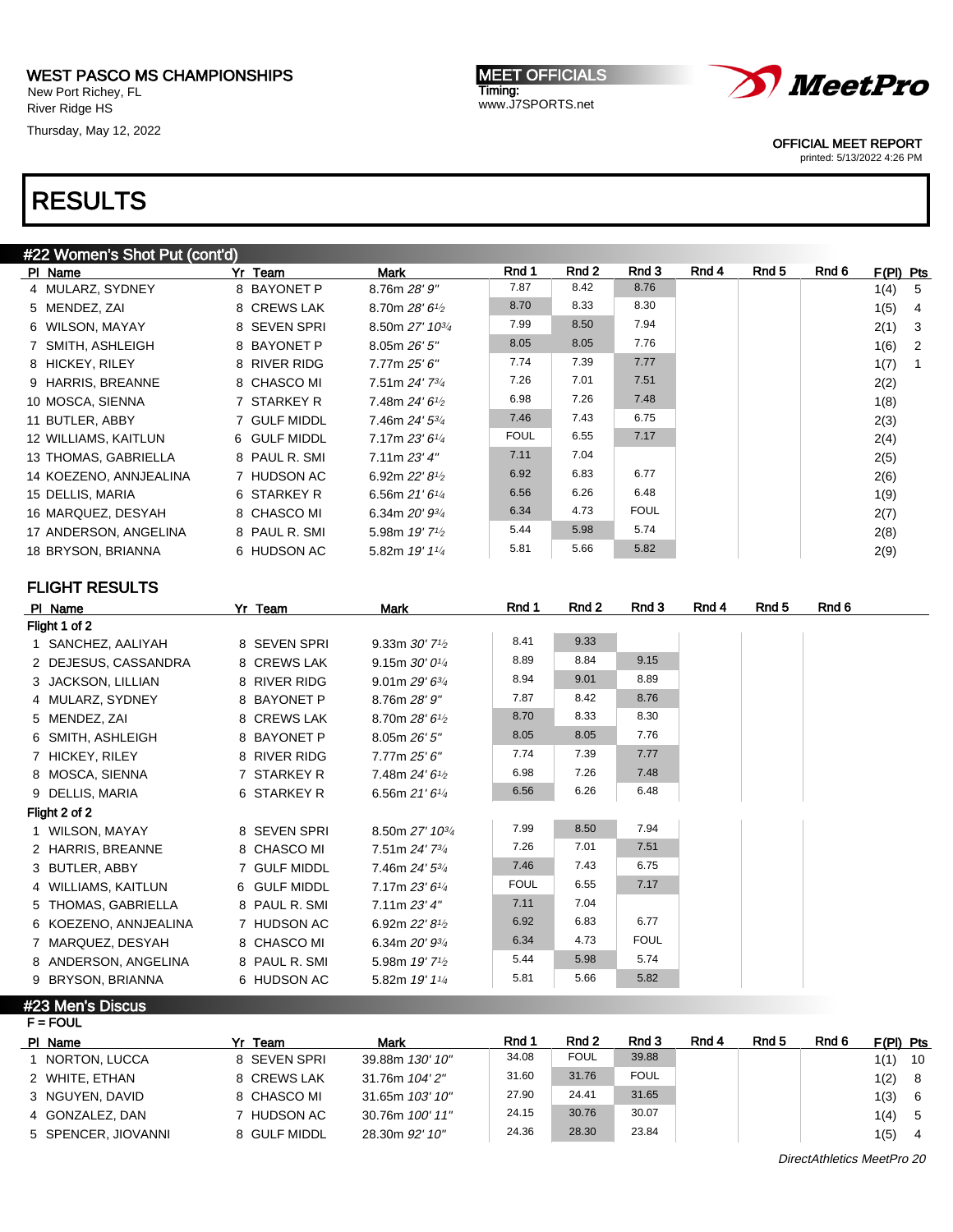WEST PASCO MS CHAMPIONSHIPS
New Port Richey, FL
River Ridge HS
Thursday, May 12, 2022

MEET OFFICIALS
Timing:
www.J7SPORTS.net

OFFICIAL MEET REPORT
printed: 5/13/2022 4:26 PM

# RESULTS

## #22 Women's Shot Put (cont'd)

| Pl | Name | Yr | Team | Mark | Rnd 1 | Rnd 2 | Rnd 3 | Rnd 4 | Rnd 5 | Rnd 6 | F(Pl) | Pts |
|---|---|---|---|---|---|---|---|---|---|---|---|---|
| 4 | MULARZ, SYDNEY | 8 | BAYONET P | 8.76m *28' 9"* | 7.87 | 8.42 | 8.76 | | | | 1(4) | 5 |
| 5 | MENDEZ, ZAI | 8 | CREWS LAK | 8.70m *28' 6½* | 8.70 | 8.33 | 8.30 | | | | 1(5) | 4 |
| 6 | WILSON, MAYAY | 8 | SEVEN SPRI | 8.50m *27' 10¾* | 7.99 | 8.50 | 7.94 | | | | 2(1) | 3 |
| 7 | SMITH, ASHLEIGH | 8 | BAYONET P | 8.05m *26' 5"* | 8.05 | 8.05 | 7.76 | | | | 1(6) | 2 |
| 8 | HICKEY, RILEY | 8 | RIVER RIDG | 7.77m *25' 6"* | 7.74 | 7.39 | 7.77 | | | | 1(7) | 1 |
| 9 | HARRIS, BREANNE | 8 | CHASCO MI | 7.51m *24' 7¾* | 7.26 | 7.01 | 7.51 | | | | 2(2) | |
| 10 | MOSCA, SIENNA | 7 | STARKEY R | 7.48m *24' 6½* | 6.98 | 7.26 | 7.48 | | | | 1(8) | |
| 11 | BUTLER, ABBY | 7 | GULF MIDDL | 7.46m *24' 5¾* | 7.46 | 7.43 | 6.75 | | | | 2(3) | |
| 12 | WILLIAMS, KAITLUN | 6 | GULF MIDDL | 7.17m *23' 6¼* | FOUL | 6.55 | 7.17 | | | | 2(4) | |
| 13 | THOMAS, GABRIELLA | 8 | PAUL R. SMI | 7.11m *23' 4"* | 7.11 | 7.04 | | | | | 2(5) | |
| 14 | KOEZENO, ANNJEALINA | 7 | HUDSON AC | 6.92m *22' 8½* | 6.92 | 6.83 | 6.77 | | | | 2(6) | |
| 15 | DELLIS, MARIA | 6 | STARKEY R | 6.56m *21' 6¼* | 6.56 | 6.26 | 6.48 | | | | 1(9) | |
| 16 | MARQUEZ, DESYAH | 8 | CHASCO MI | 6.34m *20' 9¾* | 6.34 | 4.73 | FOUL | | | | 2(7) | |
| 17 | ANDERSON, ANGELINA | 8 | PAUL R. SMI | 5.98m *19' 7½* | 5.44 | 5.98 | 5.74 | | | | 2(8) | |
| 18 | BRYSON, BRIANNA | 6 | HUDSON AC | 5.82m *19' 1¼* | 5.81 | 5.66 | 5.82 | | | | 2(9) | |

### FLIGHT RESULTS

| Pl | Name | Yr | Team | Mark | Rnd 1 | Rnd 2 | Rnd 3 | Rnd 4 | Rnd 5 | Rnd 6 |
|---|---|---|---|---|---|---|---|---|---|---|
| **Flight 1 of 2** | | | | | | | | | | |
| 1 | SANCHEZ, AALIYAH | 8 | SEVEN SPRI | 9.33m *30' 7½* | 8.41 | 9.33 | | | | |
| 2 | DEJESUS, CASSANDRA | 8 | CREWS LAK | 9.15m *30' 0¼* | 8.89 | 8.84 | 9.15 | | | |
| 3 | JACKSON, LILLIAN | 8 | RIVER RIDG | 9.01m *29' 6¾* | 8.94 | 9.01 | 8.89 | | | |
| 4 | MULARZ, SYDNEY | 8 | BAYONET P | 8.76m *28' 9"* | 7.87 | 8.42 | 8.76 | | | |
| 5 | MENDEZ, ZAI | 8 | CREWS LAK | 8.70m *28' 6½* | 8.70 | 8.33 | 8.30 | | | |
| 6 | SMITH, ASHLEIGH | 8 | BAYONET P | 8.05m *26' 5"* | 8.05 | 8.05 | 7.76 | | | |
| 7 | HICKEY, RILEY | 8 | RIVER RIDG | 7.77m *25' 6"* | 7.74 | 7.39 | 7.77 | | | |
| 8 | MOSCA, SIENNA | 7 | STARKEY R | 7.48m *24' 6½* | 6.98 | 7.26 | 7.48 | | | |
| 9 | DELLIS, MARIA | 6 | STARKEY R | 6.56m *21' 6¼* | 6.56 | 6.26 | 6.48 | | | |
| **Flight 2 of 2** | | | | | | | | | | |
| 1 | WILSON, MAYAY | 8 | SEVEN SPRI | 8.50m *27' 10¾* | 7.99 | 8.50 | 7.94 | | | |
| 2 | HARRIS, BREANNE | 8 | CHASCO MI | 7.51m *24' 7¾* | 7.26 | 7.01 | 7.51 | | | |
| 3 | BUTLER, ABBY | 7 | GULF MIDDL | 7.46m *24' 5¾* | 7.46 | 7.43 | 6.75 | | | |
| 4 | WILLIAMS, KAITLUN | 6 | GULF MIDDL | 7.17m *23' 6¼* | FOUL | 6.55 | 7.17 | | | |
| 5 | THOMAS, GABRIELLA | 8 | PAUL R. SMI | 7.11m *23' 4"* | 7.11 | 7.04 | | | | |
| 6 | KOEZENO, ANNJEALINA | 7 | HUDSON AC | 6.92m *22' 8½* | 6.92 | 6.83 | 6.77 | | | |
| 7 | MARQUEZ, DESYAH | 8 | CHASCO MI | 6.34m *20' 9¾* | 6.34 | 4.73 | FOUL | | | |
| 8 | ANDERSON, ANGELINA | 8 | PAUL R. SMI | 5.98m *19' 7½* | 5.44 | 5.98 | 5.74 | | | |
| 9 | BRYSON, BRIANNA | 6 | HUDSON AC | 5.82m *19' 1¼* | 5.81 | 5.66 | 5.82 | | | |

## #23 Men's Discus

F = FOUL

| Pl | Name | Yr | Team | Mark | Rnd 1 | Rnd 2 | Rnd 3 | Rnd 4 | Rnd 5 | Rnd 6 | F(Pl) | Pts |
|---|---|---|---|---|---|---|---|---|---|---|---|---|
| 1 | NORTON, LUCCA | 8 | SEVEN SPRI | 39.88m *130' 10"* | 34.08 | FOUL | 39.88 | | | | 1(1) | 10 |
| 2 | WHITE, ETHAN | 8 | CREWS LAK | 31.76m *104' 2"* | 31.60 | 31.76 | FOUL | | | | 1(2) | 8 |
| 3 | NGUYEN, DAVID | 8 | CHASCO MI | 31.65m *103' 10"* | 27.90 | 24.41 | 31.65 | | | | 1(3) | 6 |
| 4 | GONZALEZ, DAN | 7 | HUDSON AC | 30.76m *100' 11"* | 24.15 | 30.76 | 30.07 | | | | 1(4) | 5 |
| 5 | SPENCER, JIOVANNI | 8 | GULF MIDDL | 28.30m *92' 10"* | 24.36 | 28.30 | 23.84 | | | | 1(5) | 4 |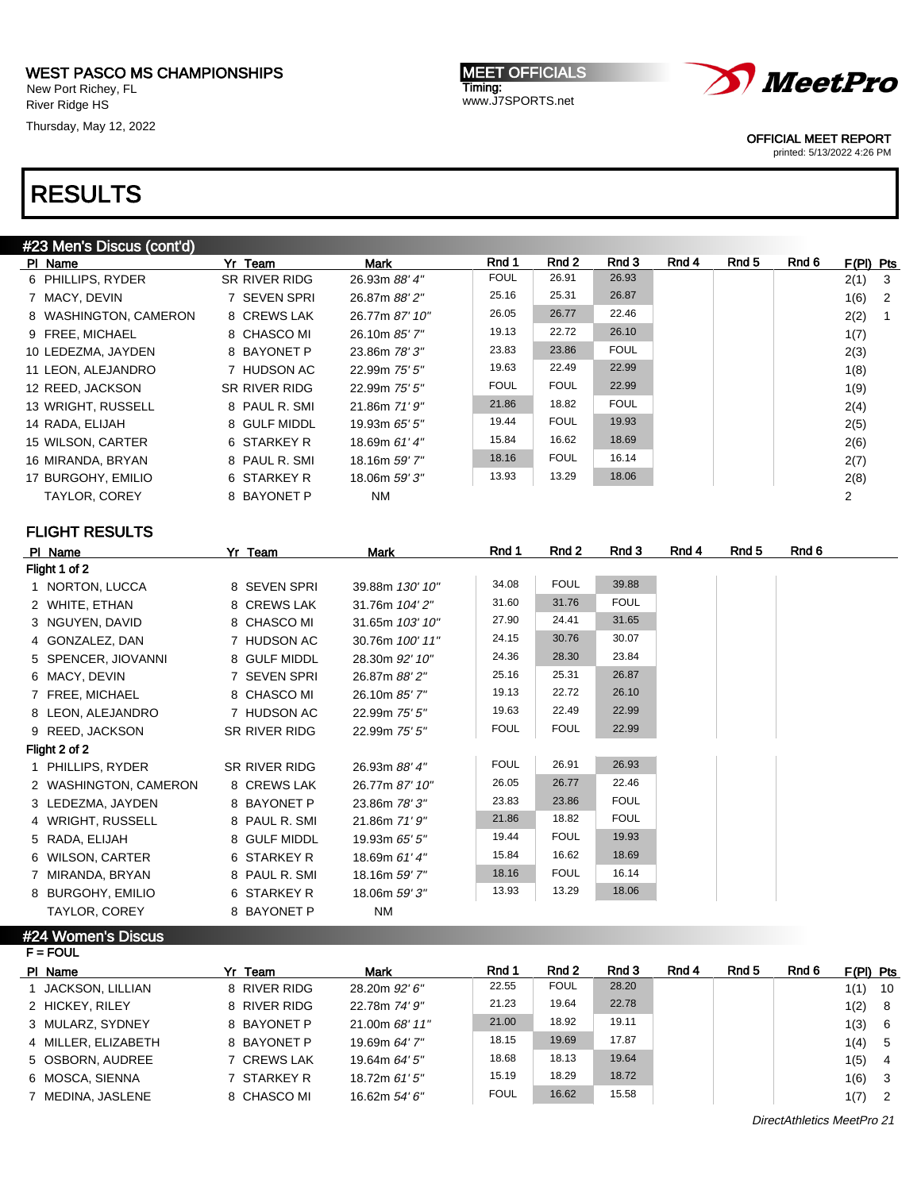WEST PASCO MS CHAMPIONSHIPS
New Port Richey, FL
River Ridge HS
Thursday, May 12, 2022

MEET OFFICIALS
Timing:
www.J7SPORTS.net

OFFICIAL MEET REPORT
printed: 5/13/2022 4:26 PM

# RESULTS

## #23 Men's Discus (cont'd)

| Pl | Name | Yr | Team | Mark | Rnd 1 | Rnd 2 | Rnd 3 | Rnd 4 | Rnd 5 | Rnd 6 | F(Pl) | Pts |
|---|---|---|---|---|---|---|---|---|---|---|---|---|
| 6 | PHILLIPS, RYDER | SR | RIVER RIDG | 26.93m *88' 4"* | FOUL | 26.91 | 26.93 | | | | 2(1) | 3 |
| 7 | MACY, DEVIN | 7 | SEVEN SPRI | 26.87m *88' 2"* | 25.16 | 25.31 | 26.87 | | | | 1(6) | 2 |
| 8 | WASHINGTON, CAMERON | 8 | CREWS LAK | 26.77m *87' 10"* | 26.05 | 26.77 | 22.46 | | | | 2(2) | 1 |
| 9 | FREE, MICHAEL | 8 | CHASCO MI | 26.10m *85' 7"* | 19.13 | 22.72 | 26.10 | | | | 1(7) | |
| 10 | LEDEZMA, JAYDEN | 8 | BAYONET P | 23.86m *78' 3"* | 23.83 | 23.86 | FOUL | | | | 2(3) | |
| 11 | LEON, ALEJANDRO | 7 | HUDSON AC | 22.99m *75' 5"* | 19.63 | 22.49 | 22.99 | | | | 1(8) | |
| 12 | REED, JACKSON | SR | RIVER RIDG | 22.99m *75' 5"* | FOUL | FOUL | 22.99 | | | | 1(9) | |
| 13 | WRIGHT, RUSSELL | 8 | PAUL R. SMI | 21.86m *71' 9"* | 21.86 | 18.82 | FOUL | | | | 2(4) | |
| 14 | RADA, ELIJAH | 8 | GULF MIDDL | 19.93m *65' 5"* | 19.44 | FOUL | 19.93 | | | | 2(5) | |
| 15 | WILSON, CARTER | 6 | STARKEY R | 18.69m *61' 4"* | 15.84 | 16.62 | 18.69 | | | | 2(6) | |
| 16 | MIRANDA, BRYAN | 8 | PAUL R. SMI | 18.16m *59' 7"* | 18.16 | FOUL | 16.14 | | | | 2(7) | |
| 17 | BURGOHY, EMILIO | 6 | STARKEY R | 18.06m *59' 3"* | 13.93 | 13.29 | 18.06 | | | | 2(8) | |
| | TAYLOR, COREY | 8 | BAYONET P | NM | | | | | | | 2 | |

### FLIGHT RESULTS

| Pl | Name | Yr | Team | Mark | Rnd 1 | Rnd 2 | Rnd 3 | Rnd 4 | Rnd 5 | Rnd 6 |
|---|---|---|---|---|---|---|---|---|---|---|
| **Flight 1 of 2** | | | | | | | | | | |
| 1 | NORTON, LUCCA | 8 | SEVEN SPRI | 39.88m *130' 10"* | 34.08 | FOUL | 39.88 | | | |
| 2 | WHITE, ETHAN | 8 | CREWS LAK | 31.76m *104' 2"* | 31.60 | 31.76 | FOUL | | | |
| 3 | NGUYEN, DAVID | 8 | CHASCO MI | 31.65m *103' 10"* | 27.90 | 24.41 | 31.65 | | | |
| 4 | GONZALEZ, DAN | 7 | HUDSON AC | 30.76m *100' 11"* | 24.15 | 30.76 | 30.07 | | | |
| 5 | SPENCER, JIOVANNI | 8 | GULF MIDDL | 28.30m *92' 10"* | 24.36 | 28.30 | 23.84 | | | |
| 6 | MACY, DEVIN | 7 | SEVEN SPRI | 26.87m *88' 2"* | 25.16 | 25.31 | 26.87 | | | |
| 7 | FREE, MICHAEL | 8 | CHASCO MI | 26.10m *85' 7"* | 19.13 | 22.72 | 26.10 | | | |
| 8 | LEON, ALEJANDRO | 7 | HUDSON AC | 22.99m *75' 5"* | 19.63 | 22.49 | 22.99 | | | |
| 9 | REED, JACKSON | SR | RIVER RIDG | 22.99m *75' 5"* | FOUL | FOUL | 22.99 | | | |
| **Flight 2 of 2** | | | | | | | | | | |
| 1 | PHILLIPS, RYDER | SR | RIVER RIDG | 26.93m *88' 4"* | FOUL | 26.91 | 26.93 | | | |
| 2 | WASHINGTON, CAMERON | 8 | CREWS LAK | 26.77m *87' 10"* | 26.05 | 26.77 | 22.46 | | | |
| 3 | LEDEZMA, JAYDEN | 8 | BAYONET P | 23.86m *78' 3"* | 23.83 | 23.86 | FOUL | | | |
| 4 | WRIGHT, RUSSELL | 8 | PAUL R. SMI | 21.86m *71' 9"* | 21.86 | 18.82 | FOUL | | | |
| 5 | RADA, ELIJAH | 8 | GULF MIDDL | 19.93m *65' 5"* | 19.44 | FOUL | 19.93 | | | |
| 6 | WILSON, CARTER | 6 | STARKEY R | 18.69m *61' 4"* | 15.84 | 16.62 | 18.69 | | | |
| 7 | MIRANDA, BRYAN | 8 | PAUL R. SMI | 18.16m *59' 7"* | 18.16 | FOUL | 16.14 | | | |
| 8 | BURGOHY, EMILIO | 6 | STARKEY R | 18.06m *59' 3"* | 13.93 | 13.29 | 18.06 | | | |
| | TAYLOR, COREY | 8 | BAYONET P | NM | | | | | | |

## #24 Women's Discus

F = FOUL

| Pl | Name | Yr | Team | Mark | Rnd 1 | Rnd 2 | Rnd 3 | Rnd 4 | Rnd 5 | Rnd 6 | F(Pl) | Pts |
|---|---|---|---|---|---|---|---|---|---|---|---|---|
| 1 | JACKSON, LILLIAN | 8 | RIVER RIDG | 28.20m *92' 6"* | 22.55 | FOUL | 28.20 | | | | 1(1) | 10 |
| 2 | HICKEY, RILEY | 8 | RIVER RIDG | 22.78m *74' 9"* | 21.23 | 19.64 | 22.78 | | | | 1(2) | 8 |
| 3 | MULARZ, SYDNEY | 8 | BAYONET P | 21.00m *68' 11"* | 21.00 | 18.92 | 19.11 | | | | 1(3) | 6 |
| 4 | MILLER, ELIZABETH | 8 | BAYONET P | 19.69m *64' 7"* | 18.15 | 19.69 | 17.87 | | | | 1(4) | 5 |
| 5 | OSBORN, AUDREE | 7 | CREWS LAK | 19.64m *64' 5"* | 18.68 | 18.13 | 19.64 | | | | 1(5) | 4 |
| 6 | MOSCA, SIENNA | 7 | STARKEY R | 18.72m *61' 5"* | 15.19 | 18.29 | 18.72 | | | | 1(6) | 3 |
| 7 | MEDINA, JASLENE | 8 | CHASCO MI | 16.62m *54' 6"* | FOUL | 16.62 | 15.58 | | | | 1(7) | 2 |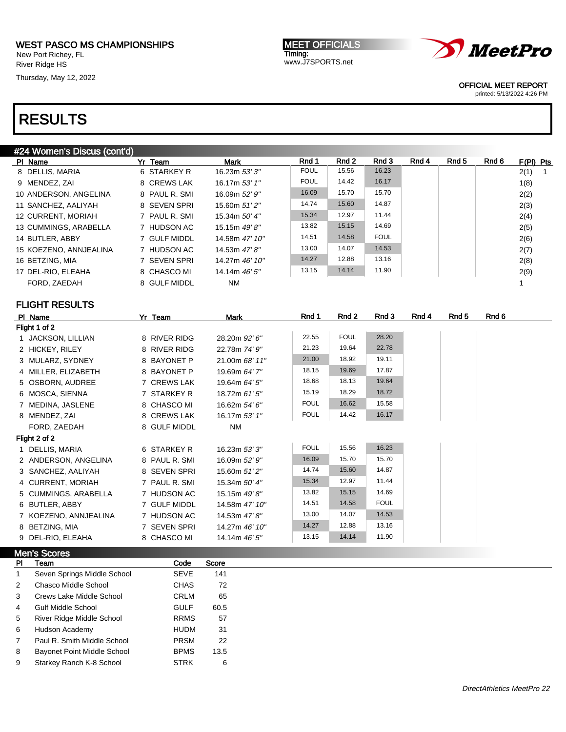WEST PASCO MS CHAMPIONSHIPS
New Port Richey, FL
River Ridge HS
Thursday, May 12, 2022

MEET OFFICIALS
Timing:
www.J7SPORTS.net

OFFICIAL MEET REPORT
printed: 5/13/2022 4:26 PM

# RESULTS

## #24 Women's Discus (cont'd)

| Pl | Name | Yr | Team | Mark | Rnd 1 | Rnd 2 | Rnd 3 | Rnd 4 | Rnd 5 | Rnd 6 | F(Pl) | Pts |
|---|---|---|---|---|---|---|---|---|---|---|---|---|
| 8 | DELLIS, MARIA | 6 | STARKEY R | 16.23m *53' 3"* | FOUL | 15.56 | 16.23 | | | | 2(1) | 1 |
| 9 | MENDEZ, ZAI | 8 | CREWS LAK | 16.17m *53' 1"* | FOUL | 14.42 | 16.17 | | | | 1(8) | |
| 10 | ANDERSON, ANGELINA | 8 | PAUL R. SMI | 16.09m *52' 9"* | 16.09 | 15.70 | 15.70 | | | | 2(2) | |
| 11 | SANCHEZ, AALIYAH | 8 | SEVEN SPRI | 15.60m *51' 2"* | 14.74 | 15.60 | 14.87 | | | | 2(3) | |
| 12 | CURRENT, MORIAH | 7 | PAUL R. SMI | 15.34m *50' 4"* | 15.34 | 12.97 | 11.44 | | | | 2(4) | |
| 13 | CUMMINGS, ARABELLA | 7 | HUDSON AC | 15.15m *49' 8"* | 13.82 | 15.15 | 14.69 | | | | 2(5) | |
| 14 | BUTLER, ABBY | 7 | GULF MIDDL | 14.58m *47' 10"* | 14.51 | 14.58 | FOUL | | | | 2(6) | |
| 15 | KOEZENO, ANNJEALINA | 7 | HUDSON AC | 14.53m *47' 8"* | 13.00 | 14.07 | 14.53 | | | | 2(7) | |
| 16 | BETZING, MIA | 7 | SEVEN SPRI | 14.27m *46' 10"* | 14.27 | 12.88 | 13.16 | | | | 2(8) | |
| 17 | DEL-RIO, ELEAHA | 8 | CHASCO MI | 14.14m *46' 5"* | 13.15 | 14.14 | 11.90 | | | | 2(9) | |
| | FORD, ZAEDAH | 8 | GULF MIDDL | NM | | | | | | | 1 | |

### FLIGHT RESULTS

| Pl | Name | Yr | Team | Mark | Rnd 1 | Rnd 2 | Rnd 3 | Rnd 4 | Rnd 5 | Rnd 6 |
|---|---|---|---|---|---|---|---|---|---|---|
| **Flight 1 of 2** | | | | | | | | | | |
| 1 | JACKSON, LILLIAN | 8 | RIVER RIDG | 28.20m *92' 6"* | 22.55 | FOUL | 28.20 | | | |
| 2 | HICKEY, RILEY | 8 | RIVER RIDG | 22.78m *74' 9"* | 21.23 | 19.64 | 22.78 | | | |
| 3 | MULARZ, SYDNEY | 8 | BAYONET P | 21.00m *68' 11"* | 21.00 | 18.92 | 19.11 | | | |
| 4 | MILLER, ELIZABETH | 8 | BAYONET P | 19.69m *64' 7"* | 18.15 | 19.69 | 17.87 | | | |
| 5 | OSBORN, AUDREE | 7 | CREWS LAK | 19.64m *64' 5"* | 18.68 | 18.13 | 19.64 | | | |
| 6 | MOSCA, SIENNA | 7 | STARKEY R | 18.72m *61' 5"* | 15.19 | 18.29 | 18.72 | | | |
| 7 | MEDINA, JASLENE | 8 | CHASCO MI | 16.62m *54' 6"* | FOUL | 16.62 | 15.58 | | | |
| 8 | MENDEZ, ZAI | 8 | CREWS LAK | 16.17m *53' 1"* | FOUL | 14.42 | 16.17 | | | |
| | FORD, ZAEDAH | 8 | GULF MIDDL | NM | | | | | | |
| **Flight 2 of 2** | | | | | | | | | | |
| 1 | DELLIS, MARIA | 6 | STARKEY R | 16.23m *53' 3"* | FOUL | 15.56 | 16.23 | | | |
| 2 | ANDERSON, ANGELINA | 8 | PAUL R. SMI | 16.09m *52' 9"* | 16.09 | 15.70 | 15.70 | | | |
| 3 | SANCHEZ, AALIYAH | 8 | SEVEN SPRI | 15.60m *51' 2"* | 14.74 | 15.60 | 14.87 | | | |
| 4 | CURRENT, MORIAH | 7 | PAUL R. SMI | 15.34m *50' 4"* | 15.34 | 12.97 | 11.44 | | | |
| 5 | CUMMINGS, ARABELLA | 7 | HUDSON AC | 15.15m *49' 8"* | 13.82 | 15.15 | 14.69 | | | |
| 6 | BUTLER, ABBY | 7 | GULF MIDDL | 14.58m *47' 10"* | 14.51 | 14.58 | FOUL | | | |
| 7 | KOEZENO, ANNJEALINA | 7 | HUDSON AC | 14.53m *47' 8"* | 13.00 | 14.07 | 14.53 | | | |
| 8 | BETZING, MIA | 7 | SEVEN SPRI | 14.27m *46' 10"* | 14.27 | 12.88 | 13.16 | | | |
| 9 | DEL-RIO, ELEAHA | 8 | CHASCO MI | 14.14m *46' 5"* | 13.15 | 14.14 | 11.90 | | | |

## Men's Scores

| Pl | Team | Code | Score |
|---|---|---|---|
| 1 | Seven Springs Middle School | SEVE | 141 |
| 2 | Chasco Middle School | CHAS | 72 |
| 3 | Crews Lake Middle School | CRLM | 65 |
| 4 | Gulf Middle School | GULF | 60.5 |
| 5 | River Ridge Middle School | RRMS | 57 |
| 6 | Hudson Academy | HUDM | 31 |
| 7 | Paul R. Smith Middle School | PRSM | 22 |
| 8 | Bayonet Point Middle School | BPMS | 13.5 |
| 9 | Starkey Ranch K-8 School | STRK | 6 |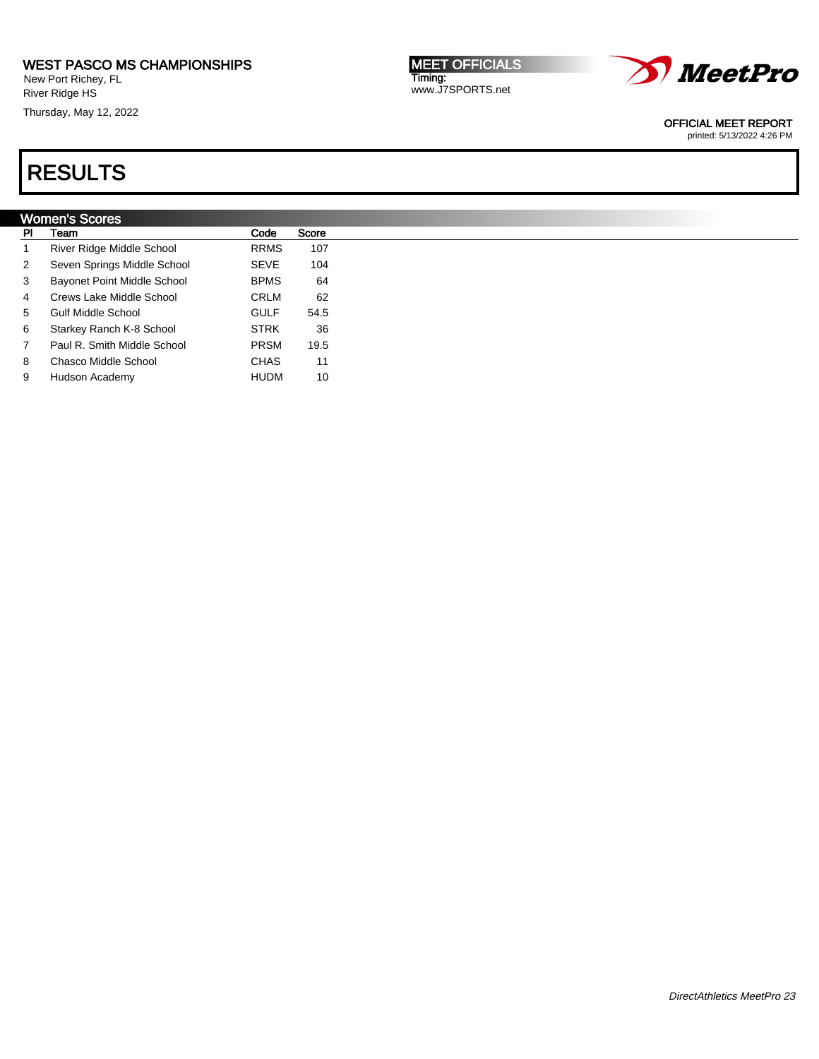# RESULTS

## Women's Scores

| Pl | Team | Code | Score |
|---|---|---|---|
| 1 | River Ridge Middle School | RRMS | 107 |
| 2 | Seven Springs Middle School | SEVE | 104 |
| 3 | Bayonet Point Middle School | BPMS | 64 |
| 4 | Crews Lake Middle School | CRLM | 62 |
| 5 | Gulf Middle School | GULF | 54.5 |
| 6 | Starkey Ranch K-8 School | STRK | 36 |
| 7 | Paul R. Smith Middle School | PRSM | 19.5 |
| 8 | Chasco Middle School | CHAS | 11 |
| 9 | Hudson Academy | HUDM | 10 |